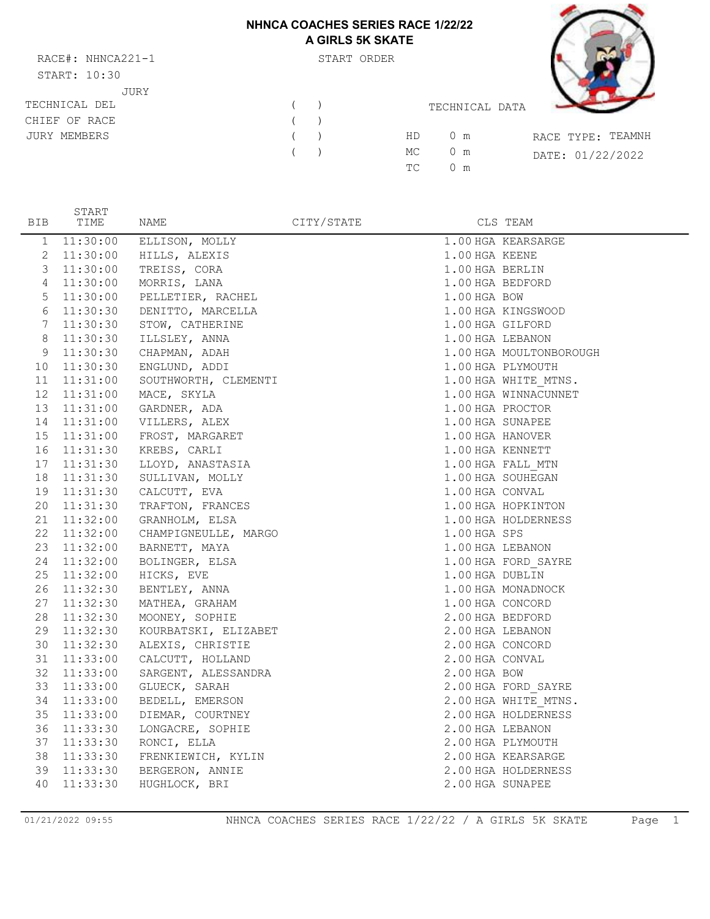# NHNCA COACHES SERIES RACE 1/22/22
## A GIRLS 5K SKATE

RACE#: NHNCA221-1

START: 10:30

START ORDER

JURY

TECHNICAL DEL ( )

CHIEF OF RACE ( )

JURY MEMBERS ( )

( )

TECHNICAL DATA

HD 0 m

MC 0 m

TC 0 m

RACE TYPE: TEAMNH

DATE: 01/22/2022

| BIB | START TIME | NAME | CITY/STATE | CLS | TEAM |
|---|---|---|---|---|---|
| 1 | 11:30:00 | ELLISON, MOLLY | | 1.00 HGA | KEARSARGE |
| 2 | 11:30:00 | HILLS, ALEXIS | | 1.00 HGA | KEENE |
| 3 | 11:30:00 | TREISS, CORA | | 1.00 HGA | BERLIN |
| 4 | 11:30:00 | MORRIS, LANA | | 1.00 HGA | BEDFORD |
| 5 | 11:30:00 | PELLETIER, RACHEL | | 1.00 HGA | BOW |
| 6 | 11:30:30 | DENITTO, MARCELLA | | 1.00 HGA | KINGSWOOD |
| 7 | 11:30:30 | STOW, CATHERINE | | 1.00 HGA | GILFORD |
| 8 | 11:30:30 | ILLSLEY, ANNA | | 1.00 HGA | LEBANON |
| 9 | 11:30:30 | CHAPMAN, ADAH | | 1.00 HGA | MOULTONBOROUGH |
| 10 | 11:30:30 | ENGLUND, ADDI | | 1.00 HGA | PLYMOUTH |
| 11 | 11:31:00 | SOUTHWORTH, CLEMENTI | | 1.00 HGA | WHITE_MTNS. |
| 12 | 11:31:00 | MACE, SKYLA | | 1.00 HGA | WINNACUNNET |
| 13 | 11:31:00 | GARDNER, ADA | | 1.00 HGA | PROCTOR |
| 14 | 11:31:00 | VILLERS, ALEX | | 1.00 HGA | SUNAPEE |
| 15 | 11:31:00 | FROST, MARGARET | | 1.00 HGA | HANOVER |
| 16 | 11:31:30 | KREBS, CARLI | | 1.00 HGA | KENNETT |
| 17 | 11:31:30 | LLOYD, ANASTASIA | | 1.00 HGA | FALL_MTN |
| 18 | 11:31:30 | SULLIVAN, MOLLY | | 1.00 HGA | SOUHEGAN |
| 19 | 11:31:30 | CALCUTT, EVA | | 1.00 HGA | CONVAL |
| 20 | 11:31:30 | TRAFTON, FRANCES | | 1.00 HGA | HOPKINTON |
| 21 | 11:32:00 | GRANHOLM, ELSA | | 1.00 HGA | HOLDERNESS |
| 22 | 11:32:00 | CHAMPIGNEULLE, MARGO | | 1.00 HGA | SPS |
| 23 | 11:32:00 | BARNETT, MAYA | | 1.00 HGA | LEBANON |
| 24 | 11:32:00 | BOLINGER, ELSA | | 1.00 HGA | FORD_SAYRE |
| 25 | 11:32:00 | HICKS, EVE | | 1.00 HGA | DUBLIN |
| 26 | 11:32:30 | BENTLEY, ANNA | | 1.00 HGA | MONADNOCK |
| 27 | 11:32:30 | MATHEA, GRAHAM | | 1.00 HGA | CONCORD |
| 28 | 11:32:30 | MOONEY, SOPHIE | | 2.00 HGA | BEDFORD |
| 29 | 11:32:30 | KOURBATSKI, ELIZABET | | 2.00 HGA | LEBANON |
| 30 | 11:32:30 | ALEXIS, CHRISTIE | | 2.00 HGA | CONCORD |
| 31 | 11:33:00 | CALCUTT, HOLLAND | | 2.00 HGA | CONVAL |
| 32 | 11:33:00 | SARGENT, ALESSANDRA | | 2.00 HGA | BOW |
| 33 | 11:33:00 | GLUECK, SARAH | | 2.00 HGA | FORD_SAYRE |
| 34 | 11:33:00 | BEDELL, EMERSON | | 2.00 HGA | WHITE_MTNS. |
| 35 | 11:33:00 | DIEMAR, COURTNEY | | 2.00 HGA | HOLDERNESS |
| 36 | 11:33:30 | LONGACRE, SOPHIE | | 2.00 HGA | LEBANON |
| 37 | 11:33:30 | RONCI, ELLA | | 2.00 HGA | PLYMOUTH |
| 38 | 11:33:30 | FRENKIEWICH, KYLIN | | 2.00 HGA | KEARSARGE |
| 39 | 11:33:30 | BERGERON, ANNIE | | 2.00 HGA | HOLDERNESS |
| 40 | 11:33:30 | HUGHLOCK, BRI | | 2.00 HGA | SUNAPEE |

01/21/2022 09:55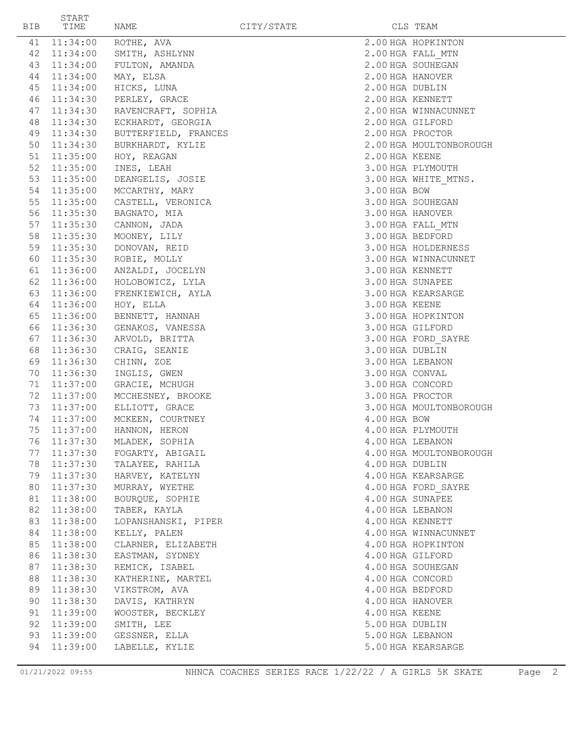| BIB | START TIME | NAME | CITY/STATE | CLS | TEAM |
|---|---|---|---|---|---|
| 41 | 11:34:00 | ROTHE, AVA | | 2.00 HGA | HOPKINTON |
| 42 | 11:34:00 | SMITH, ASHLYNN | | 2.00 HGA | FALL_MTN |
| 43 | 11:34:00 | FULTON, AMANDA | | 2.00 HGA | SOUHEGAN |
| 44 | 11:34:00 | MAY, ELSA | | 2.00 HGA | HANOVER |
| 45 | 11:34:00 | HICKS, LUNA | | 2.00 HGA | DUBLIN |
| 46 | 11:34:30 | PERLEY, GRACE | | 2.00 HGA | KENNETT |
| 47 | 11:34:30 | RAVENCRAFT, SOPHIA | | 2.00 HGA | WINNACUNNET |
| 48 | 11:34:30 | ECKHARDT, GEORGIA | | 2.00 HGA | GILFORD |
| 49 | 11:34:30 | BUTTERFIELD, FRANCES | | 2.00 HGA | PROCTOR |
| 50 | 11:34:30 | BURKHARDT, KYLIE | | 2.00 HGA | MOULTONBOROUGH |
| 51 | 11:35:00 | HOY, REAGAN | | 2.00 HGA | KEENE |
| 52 | 11:35:00 | INES, LEAH | | 3.00 HGA | PLYMOUTH |
| 53 | 11:35:00 | DEANGELIS, JOSIE | | 3.00 HGA | WHITE_MTNS. |
| 54 | 11:35:00 | MCCARTHY, MARY | | 3.00 HGA | BOW |
| 55 | 11:35:00 | CASTELL, VERONICA | | 3.00 HGA | SOUHEGAN |
| 56 | 11:35:30 | BAGNATO, MIA | | 3.00 HGA | HANOVER |
| 57 | 11:35:30 | CANNON, JADA | | 3.00 HGA | FALL_MTN |
| 58 | 11:35:30 | MOONEY, LILY | | 3.00 HGA | BEDFORD |
| 59 | 11:35:30 | DONOVAN, REID | | 3.00 HGA | HOLDERNESS |
| 60 | 11:35:30 | ROBIE, MOLLY | | 3.00 HGA | WINNACUNNET |
| 61 | 11:36:00 | ANZALDI, JOCELYN | | 3.00 HGA | KENNETT |
| 62 | 11:36:00 | HOLOBOWICZ, LYLA | | 3.00 HGA | SUNAPEE |
| 63 | 11:36:00 | FRENKIEWICH, AYLA | | 3.00 HGA | KEARSARGE |
| 64 | 11:36:00 | HOY, ELLA | | 3.00 HGA | KEENE |
| 65 | 11:36:00 | BENNETT, HANNAH | | 3.00 HGA | HOPKINTON |
| 66 | 11:36:30 | GENAKOS, VANESSA | | 3.00 HGA | GILFORD |
| 67 | 11:36:30 | ARVOLD, BRITTA | | 3.00 HGA | FORD_SAYRE |
| 68 | 11:36:30 | CRAIG, SEANIE | | 3.00 HGA | DUBLIN |
| 69 | 11:36:30 | CHINN, ZOE | | 3.00 HGA | LEBANON |
| 70 | 11:36:30 | INGLIS, GWEN | | 3.00 HGA | CONVAL |
| 71 | 11:37:00 | GRACIE, MCHUGH | | 3.00 HGA | CONCORD |
| 72 | 11:37:00 | MCCHESNEY, BROOKE | | 3.00 HGA | PROCTOR |
| 73 | 11:37:00 | ELLIOTT, GRACE | | 3.00 HGA | MOULTONBOROUGH |
| 74 | 11:37:00 | MCKEEN, COURTNEY | | 4.00 HGA | BOW |
| 75 | 11:37:00 | HANNON, HERON | | 4.00 HGA | PLYMOUTH |
| 76 | 11:37:30 | MLADEK, SOPHIA | | 4.00 HGA | LEBANON |
| 77 | 11:37:30 | FOGARTY, ABIGAIL | | 4.00 HGA | MOULTONBOROUGH |
| 78 | 11:37:30 | TALAYEE, RAHILA | | 4.00 HGA | DUBLIN |
| 79 | 11:37:30 | HARVEY, KATELYN | | 4.00 HGA | KEARSARGE |
| 80 | 11:37:30 | MURRAY, WYETHE | | 4.00 HGA | FORD_SAYRE |
| 81 | 11:38:00 | BOURQUE, SOPHIE | | 4.00 HGA | SUNAPEE |
| 82 | 11:38:00 | TABER, KAYLA | | 4.00 HGA | LEBANON |
| 83 | 11:38:00 | LOPANSHANSKI, PIPER | | 4.00 HGA | KENNETT |
| 84 | 11:38:00 | KELLY, PALEN | | 4.00 HGA | WINNACUNNET |
| 85 | 11:38:00 | CLARNER, ELIZABETH | | 4.00 HGA | HOPKINTON |
| 86 | 11:38:30 | EASTMAN, SYDNEY | | 4.00 HGA | GILFORD |
| 87 | 11:38:30 | REMICK, ISABEL | | 4.00 HGA | SOUHEGAN |
| 88 | 11:38:30 | KATHERINE, MARTEL | | 4.00 HGA | CONCORD |
| 89 | 11:38:30 | VIKSTROM, AVA | | 4.00 HGA | BEDFORD |
| 90 | 11:38:30 | DAVIS, KATHRYN | | 4.00 HGA | HANOVER |
| 91 | 11:39:00 | WOOSTER, BECKLEY | | 4.00 HGA | KEENE |
| 92 | 11:39:00 | SMITH, LEE | | 5.00 HGA | DUBLIN |
| 93 | 11:39:00 | GESSNER, ELLA | | 5.00 HGA | LEBANON |
| 94 | 11:39:00 | LABELLE, KYLIE | | 5.00 HGA | KEARSARGE |

01/21/2022 09:55 NHNCA COACHES SERIES RACE 1/22/22 / A GIRLS 5K SKATE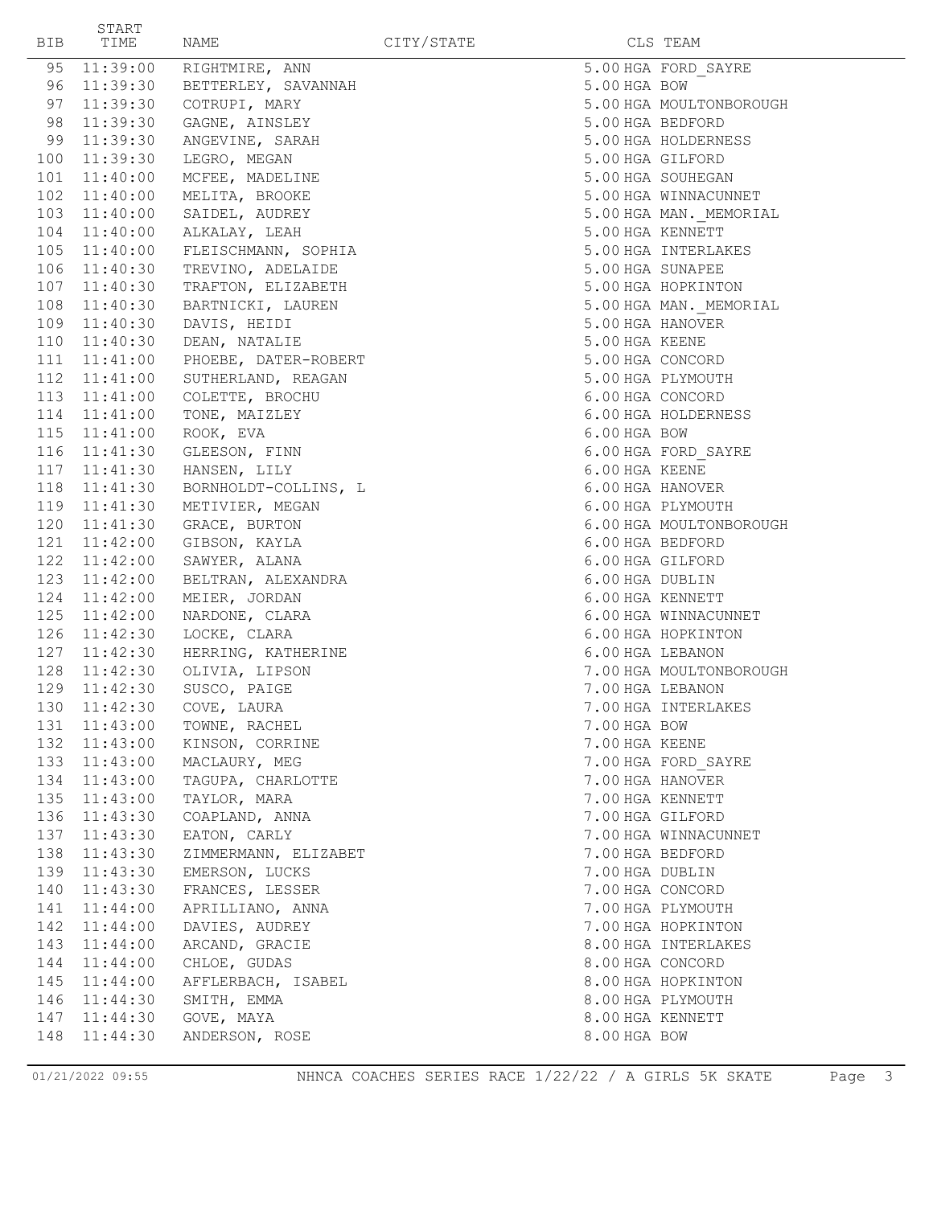| BIB | START TIME | NAME | CITY/STATE | CLS | TEAM |
|---|---|---|---|---|---|
| 95 | 11:39:00 | RIGHTMIRE, ANN | | 5.00 HGA | FORD_SAYRE |
| 96 | 11:39:30 | BETTERLEY, SAVANNAH | | 5.00 HGA | BOW |
| 97 | 11:39:30 | COTRUPI, MARY | | 5.00 HGA | MOULTONBOROUGH |
| 98 | 11:39:30 | GAGNE, AINSLEY | | 5.00 HGA | BEDFORD |
| 99 | 11:39:30 | ANGEVINE, SARAH | | 5.00 HGA | HOLDERNESS |
| 100 | 11:39:30 | LEGRO, MEGAN | | 5.00 HGA | GILFORD |
| 101 | 11:40:00 | MCFEE, MADELINE | | 5.00 HGA | SOUHEGAN |
| 102 | 11:40:00 | MELITA, BROOKE | | 5.00 HGA | WINNACUNNET |
| 103 | 11:40:00 | SAIDEL, AUDREY | | 5.00 HGA | MAN._MEMORIAL |
| 104 | 11:40:00 | ALKALAY, LEAH | | 5.00 HGA | KENNETT |
| 105 | 11:40:00 | FLEISCHMANN, SOPHIA | | 5.00 HGA | INTERLAKES |
| 106 | 11:40:30 | TREVINO, ADELAIDE | | 5.00 HGA | SUNAPEE |
| 107 | 11:40:30 | TRAFTON, ELIZABETH | | 5.00 HGA | HOPKINTON |
| 108 | 11:40:30 | BARTNICKI, LAUREN | | 5.00 HGA | MAN._MEMORIAL |
| 109 | 11:40:30 | DAVIS, HEIDI | | 5.00 HGA | HANOVER |
| 110 | 11:40:30 | DEAN, NATALIE | | 5.00 HGA | KEENE |
| 111 | 11:41:00 | PHOEBE, DATER-ROBERT | | 5.00 HGA | CONCORD |
| 112 | 11:41:00 | SUTHERLAND, REAGAN | | 5.00 HGA | PLYMOUTH |
| 113 | 11:41:00 | COLETTE, BROCHU | | 6.00 HGA | CONCORD |
| 114 | 11:41:00 | TONE, MAIZLEY | | 6.00 HGA | HOLDERNESS |
| 115 | 11:41:00 | ROOK, EVA | | 6.00 HGA | BOW |
| 116 | 11:41:30 | GLEESON, FINN | | 6.00 HGA | FORD_SAYRE |
| 117 | 11:41:30 | HANSEN, LILY | | 6.00 HGA | KEENE |
| 118 | 11:41:30 | BORNHOLDT-COLLINS, L | | 6.00 HGA | HANOVER |
| 119 | 11:41:30 | METIVIER, MEGAN | | 6.00 HGA | PLYMOUTH |
| 120 | 11:41:30 | GRACE, BURTON | | 6.00 HGA | MOULTONBOROUGH |
| 121 | 11:42:00 | GIBSON, KAYLA | | 6.00 HGA | BEDFORD |
| 122 | 11:42:00 | SAWYER, ALANA | | 6.00 HGA | GILFORD |
| 123 | 11:42:00 | BELTRAN, ALEXANDRA | | 6.00 HGA | DUBLIN |
| 124 | 11:42:00 | MEIER, JORDAN | | 6.00 HGA | KENNETT |
| 125 | 11:42:00 | NARDONE, CLARA | | 6.00 HGA | WINNACUNNET |
| 126 | 11:42:30 | LOCKE, CLARA | | 6.00 HGA | HOPKINTON |
| 127 | 11:42:30 | HERRING, KATHERINE | | 6.00 HGA | LEBANON |
| 128 | 11:42:30 | OLIVIA, LIPSON | | 7.00 HGA | MOULTONBOROUGH |
| 129 | 11:42:30 | SUSCO, PAIGE | | 7.00 HGA | LEBANON |
| 130 | 11:42:30 | COVE, LAURA | | 7.00 HGA | INTERLAKES |
| 131 | 11:43:00 | TOWNE, RACHEL | | 7.00 HGA | BOW |
| 132 | 11:43:00 | KINSON, CORRINE | | 7.00 HGA | KEENE |
| 133 | 11:43:00 | MACLAURY, MEG | | 7.00 HGA | FORD_SAYRE |
| 134 | 11:43:00 | TAGUPA, CHARLOTTE | | 7.00 HGA | HANOVER |
| 135 | 11:43:00 | TAYLOR, MARA | | 7.00 HGA | KENNETT |
| 136 | 11:43:30 | COAPLAND, ANNA | | 7.00 HGA | GILFORD |
| 137 | 11:43:30 | EATON, CARLY | | 7.00 HGA | WINNACUNNET |
| 138 | 11:43:30 | ZIMMERMANN, ELIZABET | | 7.00 HGA | BEDFORD |
| 139 | 11:43:30 | EMERSON, LUCKS | | 7.00 HGA | DUBLIN |
| 140 | 11:43:30 | FRANCES, LESSER | | 7.00 HGA | CONCORD |
| 141 | 11:44:00 | APRILLIANO, ANNA | | 7.00 HGA | PLYMOUTH |
| 142 | 11:44:00 | DAVIES, AUDREY | | 7.00 HGA | HOPKINTON |
| 143 | 11:44:00 | ARCAND, GRACIE | | 8.00 HGA | INTERLAKES |
| 144 | 11:44:00 | CHLOE, GUDAS | | 8.00 HGA | CONCORD |
| 145 | 11:44:00 | AFFLERBACH, ISABEL | | 8.00 HGA | HOPKINTON |
| 146 | 11:44:30 | SMITH, EMMA | | 8.00 HGA | PLYMOUTH |
| 147 | 11:44:30 | GOVE, MAYA | | 8.00 HGA | KENNETT |
| 148 | 11:44:30 | ANDERSON, ROSE | | 8.00 HGA | BOW |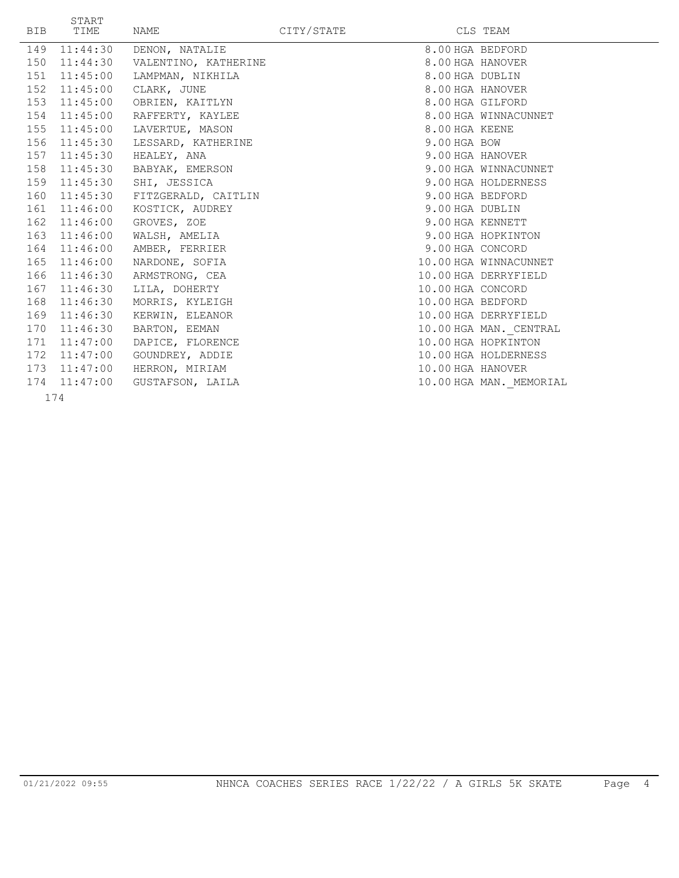| BIB | START TIME | NAME | CITY/STATE | CLS | TEAM |
|---|---|---|---|---|---|
| 149 | 11:44:30 | DENON, NATALIE | | 8.00 | HGA BEDFORD |
| 150 | 11:44:30 | VALENTINO, KATHERINE | | 8.00 | HGA HANOVER |
| 151 | 11:45:00 | LAMPMAN, NIKHILA | | 8.00 | HGA DUBLIN |
| 152 | 11:45:00 | CLARK, JUNE | | 8.00 | HGA HANOVER |
| 153 | 11:45:00 | OBRIEN, KAITLYN | | 8.00 | HGA GILFORD |
| 154 | 11:45:00 | RAFFERTY, KAYLEE | | 8.00 | HGA WINNACUNNET |
| 155 | 11:45:00 | LAVERTUE, MASON | | 8.00 | HGA KEENE |
| 156 | 11:45:30 | LESSARD, KATHERINE | | 9.00 | HGA BOW |
| 157 | 11:45:30 | HEALEY, ANA | | 9.00 | HGA HANOVER |
| 158 | 11:45:30 | BABYAK, EMERSON | | 9.00 | HGA WINNACUNNET |
| 159 | 11:45:30 | SHI, JESSICA | | 9.00 | HGA HOLDERNESS |
| 160 | 11:45:30 | FITZGERALD, CAITLIN | | 9.00 | HGA BEDFORD |
| 161 | 11:46:00 | KOSTICK, AUDREY | | 9.00 | HGA DUBLIN |
| 162 | 11:46:00 | GROVES, ZOE | | 9.00 | HGA KENNETT |
| 163 | 11:46:00 | WALSH, AMELIA | | 9.00 | HGA HOPKINTON |
| 164 | 11:46:00 | AMBER, FERRIER | | 9.00 | HGA CONCORD |
| 165 | 11:46:00 | NARDONE, SOFIA | | 10.00 | HGA WINNACUNNET |
| 166 | 11:46:30 | ARMSTRONG, CEA | | 10.00 | HGA DERRYFIELD |
| 167 | 11:46:30 | LILA, DOHERTY | | 10.00 | HGA CONCORD |
| 168 | 11:46:30 | MORRIS, KYLEIGH | | 10.00 | HGA BEDFORD |
| 169 | 11:46:30 | KERWIN, ELEANOR | | 10.00 | HGA DERRYFIELD |
| 170 | 11:46:30 | BARTON, EEMAN | | 10.00 | HGA MAN._CENTRAL |
| 171 | 11:47:00 | DAPICE, FLORENCE | | 10.00 | HGA HOPKINTON |
| 172 | 11:47:00 | GOUNDREY, ADDIE | | 10.00 | HGA HOLDERNESS |
| 173 | 11:47:00 | HERRON, MIRIAM | | 10.00 | HGA HANOVER |
| 174 | 11:47:00 | GUSTAFSON, LAILA | | 10.00 | HGA MAN._MEMORIAL |

174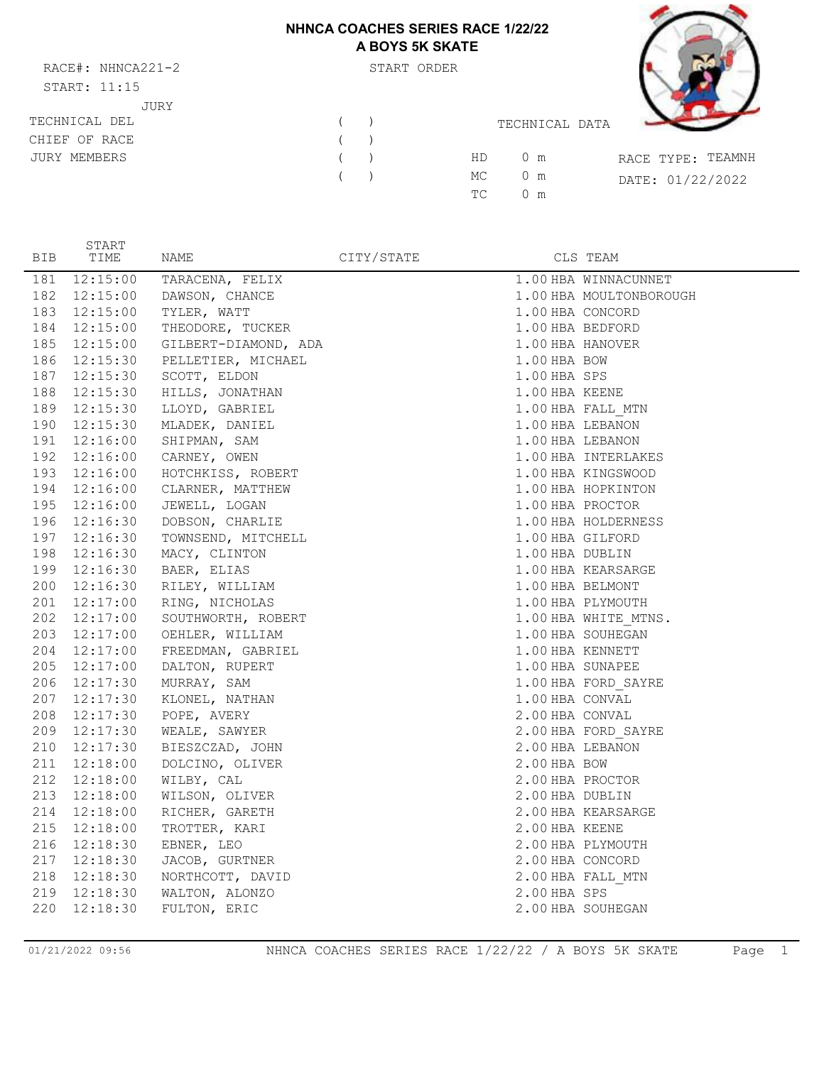# NHNCA COACHES SERIES RACE 1/22/22
## A BOYS 5K SKATE

RACE#: NHNCA221-2
START: 11:15

START ORDER

JURY

TECHNICAL DEL ( )
CHIEF OF RACE ( )
JURY MEMBERS ( )
( )

TECHNICAL DATA

HD 0 m
MC 0 m
TC 0 m

RACE TYPE: TEAMNH
DATE: 01/22/2022

| BIB | START TIME | NAME | CITY/STATE | CLS | TEAM |
|---|---|---|---|---|---|
| 181 | 12:15:00 | TARACENA, FELIX | | 1.00 HBA | WINNACUNNET |
| 182 | 12:15:00 | DAWSON, CHANCE | | 1.00 HBA | MOULTONBOROUGH |
| 183 | 12:15:00 | TYLER, WATT | | 1.00 HBA | CONCORD |
| 184 | 12:15:00 | THEODORE, TUCKER | | 1.00 HBA | BEDFORD |
| 185 | 12:15:00 | GILBERT-DIAMOND, ADA | | 1.00 HBA | HANOVER |
| 186 | 12:15:30 | PELLETIER, MICHAEL | | 1.00 HBA | BOW |
| 187 | 12:15:30 | SCOTT, ELDON | | 1.00 HBA | SPS |
| 188 | 12:15:30 | HILLS, JONATHAN | | 1.00 HBA | KEENE |
| 189 | 12:15:30 | LLOYD, GABRIEL | | 1.00 HBA | FALL_MTN |
| 190 | 12:15:30 | MLADEK, DANIEL | | 1.00 HBA | LEBANON |
| 191 | 12:16:00 | SHIPMAN, SAM | | 1.00 HBA | LEBANON |
| 192 | 12:16:00 | CARNEY, OWEN | | 1.00 HBA | INTERLAKES |
| 193 | 12:16:00 | HOTCHKISS, ROBERT | | 1.00 HBA | KINGSWOOD |
| 194 | 12:16:00 | CLARNER, MATTHEW | | 1.00 HBA | HOPKINTON |
| 195 | 12:16:00 | JEWELL, LOGAN | | 1.00 HBA | PROCTOR |
| 196 | 12:16:30 | DOBSON, CHARLIE | | 1.00 HBA | HOLDERNESS |
| 197 | 12:16:30 | TOWNSEND, MITCHELL | | 1.00 HBA | GILFORD |
| 198 | 12:16:30 | MACY, CLINTON | | 1.00 HBA | DUBLIN |
| 199 | 12:16:30 | BAER, ELIAS | | 1.00 HBA | KEARSARGE |
| 200 | 12:16:30 | RILEY, WILLIAM | | 1.00 HBA | BELMONT |
| 201 | 12:17:00 | RING, NICHOLAS | | 1.00 HBA | PLYMOUTH |
| 202 | 12:17:00 | SOUTHWORTH, ROBERT | | 1.00 HBA | WHITE_MTNS. |
| 203 | 12:17:00 | OEHLER, WILLIAM | | 1.00 HBA | SOUHEGAN |
| 204 | 12:17:00 | FREEDMAN, GABRIEL | | 1.00 HBA | KENNETT |
| 205 | 12:17:00 | DALTON, RUPERT | | 1.00 HBA | SUNAPEE |
| 206 | 12:17:30 | MURRAY, SAM | | 1.00 HBA | FORD_SAYRE |
| 207 | 12:17:30 | KLONEL, NATHAN | | 1.00 HBA | CONVAL |
| 208 | 12:17:30 | POPE, AVERY | | 2.00 HBA | CONVAL |
| 209 | 12:17:30 | WEALE, SAWYER | | 2.00 HBA | FORD_SAYRE |
| 210 | 12:17:30 | BIESZCZAD, JOHN | | 2.00 HBA | LEBANON |
| 211 | 12:18:00 | DOLCINO, OLIVER | | 2.00 HBA | BOW |
| 212 | 12:18:00 | WILBY, CAL | | 2.00 HBA | PROCTOR |
| 213 | 12:18:00 | WILSON, OLIVER | | 2.00 HBA | DUBLIN |
| 214 | 12:18:00 | RICHER, GARETH | | 2.00 HBA | KEARSARGE |
| 215 | 12:18:00 | TROTTER, KARI | | 2.00 HBA | KEENE |
| 216 | 12:18:30 | EBNER, LEO | | 2.00 HBA | PLYMOUTH |
| 217 | 12:18:30 | JACOB, GURTNER | | 2.00 HBA | CONCORD |
| 218 | 12:18:30 | NORTHCOTT, DAVID | | 2.00 HBA | FALL_MTN |
| 219 | 12:18:30 | WALTON, ALONZO | | 2.00 HBA | SPS |
| 220 | 12:18:30 | FULTON, ERIC | | 2.00 HBA | SOUHEGAN |

01/21/2022 09:56 NHNCA COACHES SERIES RACE 1/22/22 / A BOYS 5K SKATE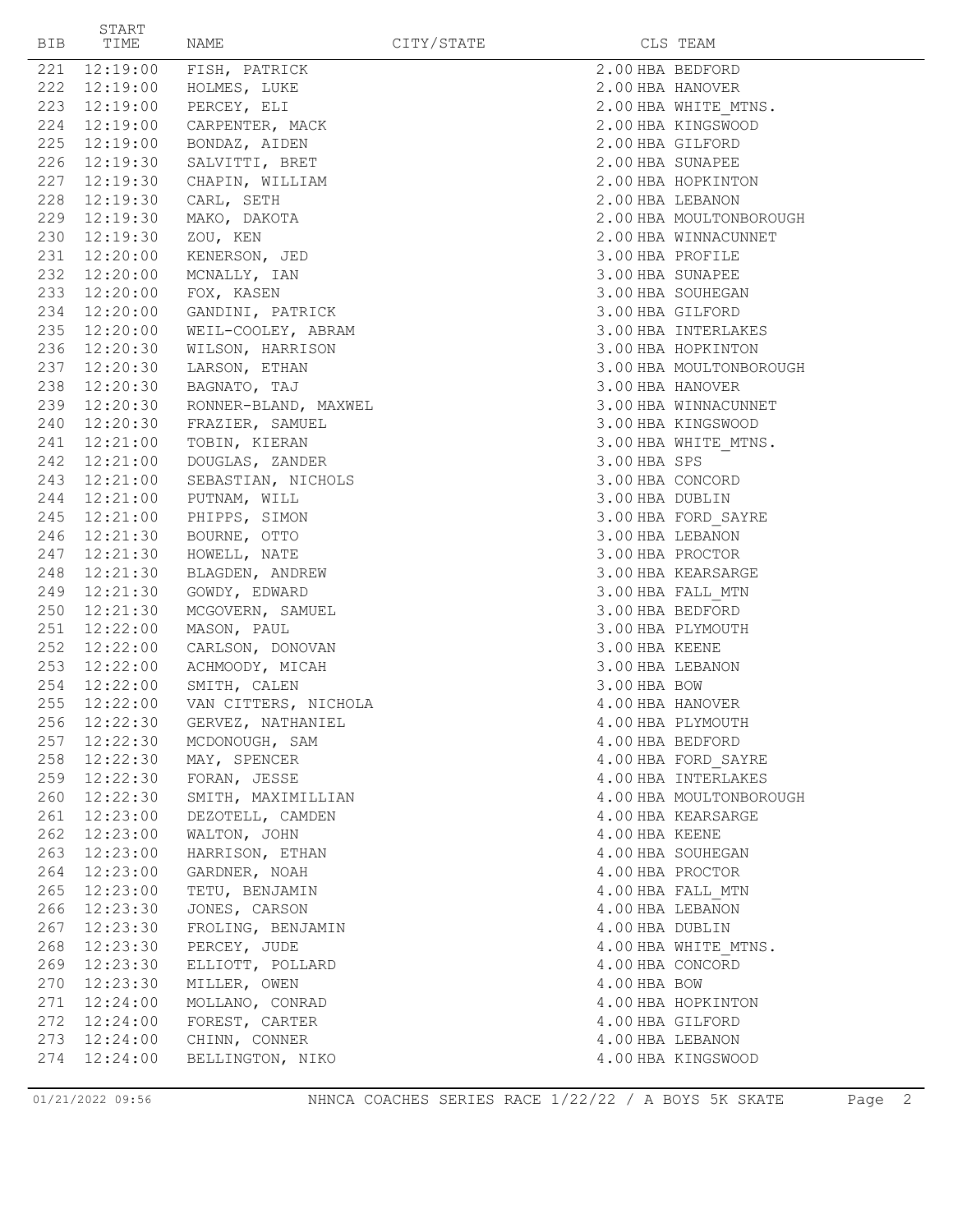| BIB | START TIME | NAME | CITY/STATE | CLS | TEAM |
|---|---|---|---|---|---|
| 221 | 12:19:00 | FISH, PATRICK | | 2.00 | HBA BEDFORD |
| 222 | 12:19:00 | HOLMES, LUKE | | 2.00 | HBA HANOVER |
| 223 | 12:19:00 | PERCEY, ELI | | 2.00 | HBA WHITE_MTNS. |
| 224 | 12:19:00 | CARPENTER, MACK | | 2.00 | HBA KINGSWOOD |
| 225 | 12:19:00 | BONDAZ, AIDEN | | 2.00 | HBA GILFORD |
| 226 | 12:19:30 | SALVITTI, BRET | | 2.00 | HBA SUNAPEE |
| 227 | 12:19:30 | CHAPIN, WILLIAM | | 2.00 | HBA HOPKINTON |
| 228 | 12:19:30 | CARL, SETH | | 2.00 | HBA LEBANON |
| 229 | 12:19:30 | MAKO, DAKOTA | | 2.00 | HBA MOULTONBOROUGH |
| 230 | 12:19:30 | ZOU, KEN | | 2.00 | HBA WINNACUNNET |
| 231 | 12:20:00 | KENERSON, JED | | 3.00 | HBA PROFILE |
| 232 | 12:20:00 | MCNALLY, IAN | | 3.00 | HBA SUNAPEE |
| 233 | 12:20:00 | FOX, KASEN | | 3.00 | HBA SOUHEGAN |
| 234 | 12:20:00 | GANDINI, PATRICK | | 3.00 | HBA GILFORD |
| 235 | 12:20:00 | WEIL-COOLEY, ABRAM | | 3.00 | HBA INTERLAKES |
| 236 | 12:20:30 | WILSON, HARRISON | | 3.00 | HBA HOPKINTON |
| 237 | 12:20:30 | LARSON, ETHAN | | 3.00 | HBA MOULTONBOROUGH |
| 238 | 12:20:30 | BAGNATO, TAJ | | 3.00 | HBA HANOVER |
| 239 | 12:20:30 | RONNER-BLAND, MAXWEL | | 3.00 | HBA WINNACUNNET |
| 240 | 12:20:30 | FRAZIER, SAMUEL | | 3.00 | HBA KINGSWOOD |
| 241 | 12:21:00 | TOBIN, KIERAN | | 3.00 | HBA WHITE_MTNS. |
| 242 | 12:21:00 | DOUGLAS, ZANDER | | 3.00 | HBA SPS |
| 243 | 12:21:00 | SEBASTIAN, NICHOLS | | 3.00 | HBA CONCORD |
| 244 | 12:21:00 | PUTNAM, WILL | | 3.00 | HBA DUBLIN |
| 245 | 12:21:00 | PHIPPS, SIMON | | 3.00 | HBA FORD_SAYRE |
| 246 | 12:21:30 | BOURNE, OTTO | | 3.00 | HBA LEBANON |
| 247 | 12:21:30 | HOWELL, NATE | | 3.00 | HBA PROCTOR |
| 248 | 12:21:30 | BLAGDEN, ANDREW | | 3.00 | HBA KEARSARGE |
| 249 | 12:21:30 | GOWDY, EDWARD | | 3.00 | HBA FALL_MTN |
| 250 | 12:21:30 | MCGOVERN, SAMUEL | | 3.00 | HBA BEDFORD |
| 251 | 12:22:00 | MASON, PAUL | | 3.00 | HBA PLYMOUTH |
| 252 | 12:22:00 | CARLSON, DONOVAN | | 3.00 | HBA KEENE |
| 253 | 12:22:00 | ACHMOODY, MICAH | | 3.00 | HBA LEBANON |
| 254 | 12:22:00 | SMITH, CALEN | | 3.00 | HBA BOW |
| 255 | 12:22:00 | VAN CITTERS, NICHOLA | | 4.00 | HBA HANOVER |
| 256 | 12:22:30 | GERVEZ, NATHANIEL | | 4.00 | HBA PLYMOUTH |
| 257 | 12:22:30 | MCDONOUGH, SAM | | 4.00 | HBA BEDFORD |
| 258 | 12:22:30 | MAY, SPENCER | | 4.00 | HBA FORD_SAYRE |
| 259 | 12:22:30 | FORAN, JESSE | | 4.00 | HBA INTERLAKES |
| 260 | 12:22:30 | SMITH, MAXIMILLIAN | | 4.00 | HBA MOULTONBOROUGH |
| 261 | 12:23:00 | DEZOTELL, CAMDEN | | 4.00 | HBA KEARSARGE |
| 262 | 12:23:00 | WALTON, JOHN | | 4.00 | HBA KEENE |
| 263 | 12:23:00 | HARRISON, ETHAN | | 4.00 | HBA SOUHEGAN |
| 264 | 12:23:00 | GARDNER, NOAH | | 4.00 | HBA PROCTOR |
| 265 | 12:23:00 | TETU, BENJAMIN | | 4.00 | HBA FALL_MTN |
| 266 | 12:23:30 | JONES, CARSON | | 4.00 | HBA LEBANON |
| 267 | 12:23:30 | FROLING, BENJAMIN | | 4.00 | HBA DUBLIN |
| 268 | 12:23:30 | PERCEY, JUDE | | 4.00 | HBA WHITE_MTNS. |
| 269 | 12:23:30 | ELLIOTT, POLLARD | | 4.00 | HBA CONCORD |
| 270 | 12:23:30 | MILLER, OWEN | | 4.00 | HBA BOW |
| 271 | 12:24:00 | MOLLANO, CONRAD | | 4.00 | HBA HOPKINTON |
| 272 | 12:24:00 | FOREST, CARTER | | 4.00 | HBA GILFORD |
| 273 | 12:24:00 | CHINN, CONNER | | 4.00 | HBA LEBANON |
| 274 | 12:24:00 | BELLINGTON, NIKO | | 4.00 | HBA KINGSWOOD |

01/21/2022 09:56 NHNCA COACHES SERIES RACE 1/22/22 / A BOYS 5K SKATE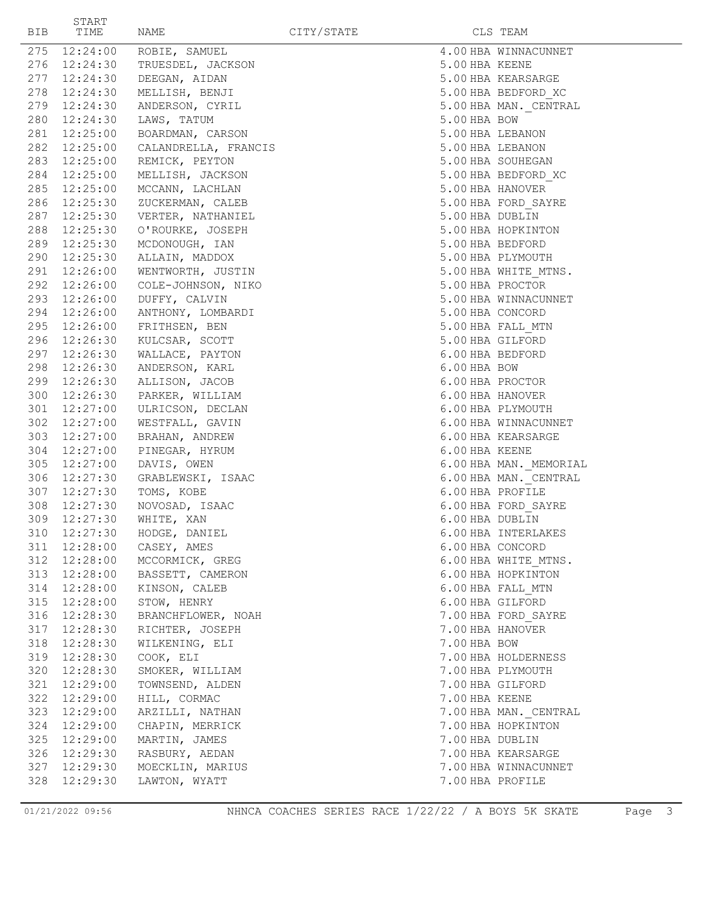| BIB | START TIME | NAME | CITY/STATE | CLS | TEAM |
|---|---|---|---|---|---|
| 275 | 12:24:00 | ROBIE, SAMUEL | | 4.00 HBA | WINNACUNNET |
| 276 | 12:24:30 | TRUESDEL, JACKSON | | 5.00 HBA | KEENE |
| 277 | 12:24:30 | DEEGAN, AIDAN | | 5.00 HBA | KEARSARGE |
| 278 | 12:24:30 | MELLISH, BENJI | | 5.00 HBA | BEDFORD_XC |
| 279 | 12:24:30 | ANDERSON, CYRIL | | 5.00 HBA | MAN._CENTRAL |
| 280 | 12:24:30 | LAWS, TATUM | | 5.00 HBA | BOW |
| 281 | 12:25:00 | BOARDMAN, CARSON | | 5.00 HBA | LEBANON |
| 282 | 12:25:00 | CALANDRELLA, FRANCIS | | 5.00 HBA | LEBANON |
| 283 | 12:25:00 | REMICK, PEYTON | | 5.00 HBA | SOUHEGAN |
| 284 | 12:25:00 | MELLISH, JACKSON | | 5.00 HBA | BEDFORD_XC |
| 285 | 12:25:00 | MCCANN, LACHLAN | | 5.00 HBA | HANOVER |
| 286 | 12:25:30 | ZUCKERMAN, CALEB | | 5.00 HBA | FORD_SAYRE |
| 287 | 12:25:30 | VERTER, NATHANIEL | | 5.00 HBA | DUBLIN |
| 288 | 12:25:30 | O'ROURKE, JOSEPH | | 5.00 HBA | HOPKINTON |
| 289 | 12:25:30 | MCDONOUGH, IAN | | 5.00 HBA | BEDFORD |
| 290 | 12:25:30 | ALLAIN, MADDOX | | 5.00 HBA | PLYMOUTH |
| 291 | 12:26:00 | WENTWORTH, JUSTIN | | 5.00 HBA | WHITE_MTNS. |
| 292 | 12:26:00 | COLE-JOHNSON, NIKO | | 5.00 HBA | PROCTOR |
| 293 | 12:26:00 | DUFFY, CALVIN | | 5.00 HBA | WINNACUNNET |
| 294 | 12:26:00 | ANTHONY, LOMBARDI | | 5.00 HBA | CONCORD |
| 295 | 12:26:00 | FRITHSEN, BEN | | 5.00 HBA | FALL_MTN |
| 296 | 12:26:30 | KULCSAR, SCOTT | | 5.00 HBA | GILFORD |
| 297 | 12:26:30 | WALLACE, PAYTON | | 6.00 HBA | BEDFORD |
| 298 | 12:26:30 | ANDERSON, KARL | | 6.00 HBA | BOW |
| 299 | 12:26:30 | ALLISON, JACOB | | 6.00 HBA | PROCTOR |
| 300 | 12:26:30 | PARKER, WILLIAM | | 6.00 HBA | HANOVER |
| 301 | 12:27:00 | ULRICSON, DECLAN | | 6.00 HBA | PLYMOUTH |
| 302 | 12:27:00 | WESTFALL, GAVIN | | 6.00 HBA | WINNACUNNET |
| 303 | 12:27:00 | BRAHAN, ANDREW | | 6.00 HBA | KEARSARGE |
| 304 | 12:27:00 | PINEGAR, HYRUM | | 6.00 HBA | KEENE |
| 305 | 12:27:00 | DAVIS, OWEN | | 6.00 HBA | MAN._MEMORIAL |
| 306 | 12:27:30 | GRABLEWSKI, ISAAC | | 6.00 HBA | MAN._CENTRAL |
| 307 | 12:27:30 | TOMS, KOBE | | 6.00 HBA | PROFILE |
| 308 | 12:27:30 | NOVOSAD, ISAAC | | 6.00 HBA | FORD_SAYRE |
| 309 | 12:27:30 | WHITE, XAN | | 6.00 HBA | DUBLIN |
| 310 | 12:27:30 | HODGE, DANIEL | | 6.00 HBA | INTERLAKES |
| 311 | 12:28:00 | CASEY, AMES | | 6.00 HBA | CONCORD |
| 312 | 12:28:00 | MCCORMICK, GREG | | 6.00 HBA | WHITE_MTNS. |
| 313 | 12:28:00 | BASSETT, CAMERON | | 6.00 HBA | HOPKINTON |
| 314 | 12:28:00 | KINSON, CALEB | | 6.00 HBA | FALL_MTN |
| 315 | 12:28:00 | STOW, HENRY | | 6.00 HBA | GILFORD |
| 316 | 12:28:30 | BRANCHFLOWER, NOAH | | 7.00 HBA | FORD_SAYRE |
| 317 | 12:28:30 | RICHTER, JOSEPH | | 7.00 HBA | HANOVER |
| 318 | 12:28:30 | WILKENING, ELI | | 7.00 HBA | BOW |
| 319 | 12:28:30 | COOK, ELI | | 7.00 HBA | HOLDERNESS |
| 320 | 12:28:30 | SMOKER, WILLIAM | | 7.00 HBA | PLYMOUTH |
| 321 | 12:29:00 | TOWNSEND, ALDEN | | 7.00 HBA | GILFORD |
| 322 | 12:29:00 | HILL, CORMAC | | 7.00 HBA | KEENE |
| 323 | 12:29:00 | ARZILLI, NATHAN | | 7.00 HBA | MAN._CENTRAL |
| 324 | 12:29:00 | CHAPIN, MERRICK | | 7.00 HBA | HOPKINTON |
| 325 | 12:29:00 | MARTIN, JAMES | | 7.00 HBA | DUBLIN |
| 326 | 12:29:30 | RASBURY, AEDAN | | 7.00 HBA | KEARSARGE |
| 327 | 12:29:30 | MOECKLIN, MARIUS | | 7.00 HBA | WINNACUNNET |
| 328 | 12:29:30 | LAWTON, WYATT | | 7.00 HBA | PROFILE |

01/21/2022 09:56 NHNCA COACHES SERIES RACE 1/22/22 / A BOYS 5K SKATE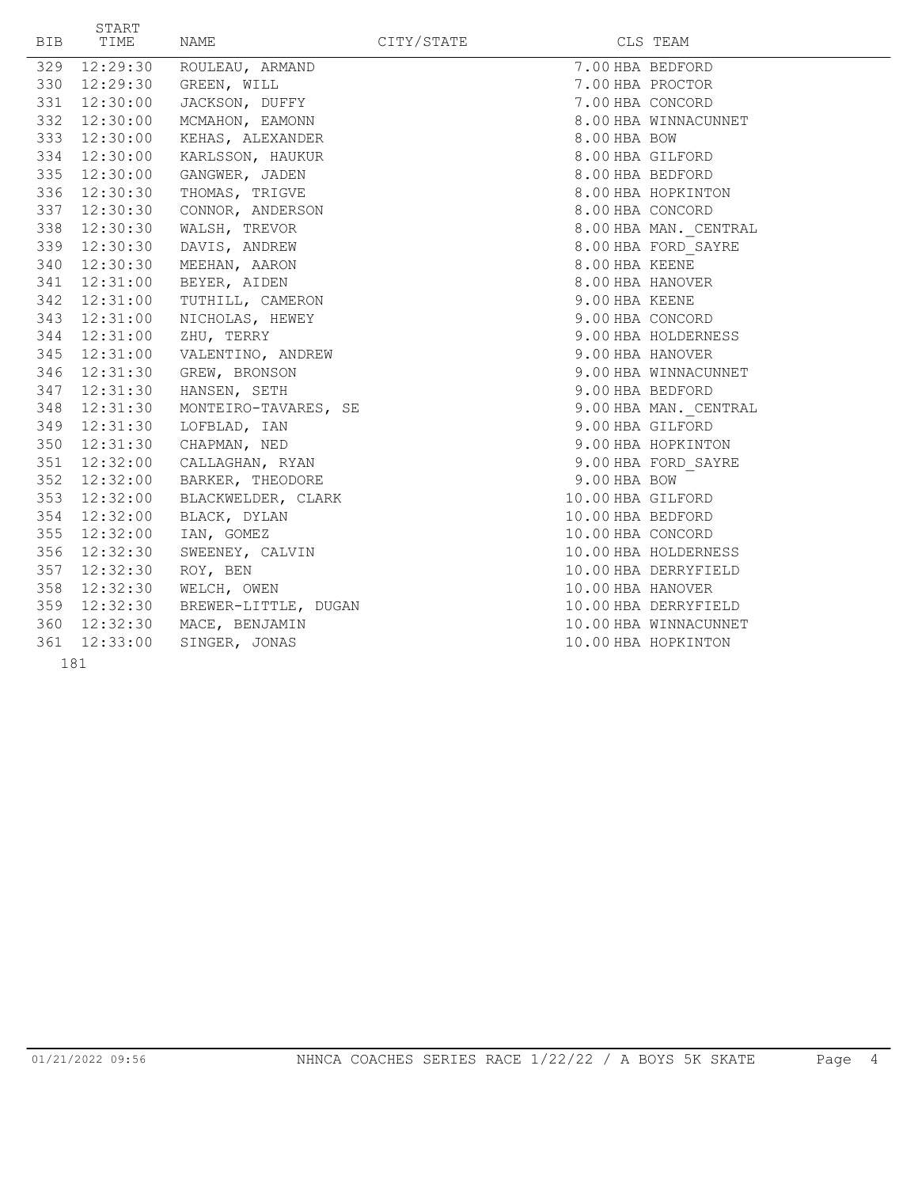| BIB | START TIME | NAME | CITY/STATE | CLS | TEAM |
|---|---|---|---|---|---|
| 329 | 12:29:30 | ROULEAU, ARMAND | | 7.00 | HBA BEDFORD |
| 330 | 12:29:30 | GREEN, WILL | | 7.00 | HBA PROCTOR |
| 331 | 12:30:00 | JACKSON, DUFFY | | 7.00 | HBA CONCORD |
| 332 | 12:30:00 | MCMAHON, EAMONN | | 8.00 | HBA WINNACUNNET |
| 333 | 12:30:00 | KEHAS, ALEXANDER | | 8.00 | HBA BOW |
| 334 | 12:30:00 | KARLSSON, HAUKUR | | 8.00 | HBA GILFORD |
| 335 | 12:30:00 | GANGWER, JADEN | | 8.00 | HBA BEDFORD |
| 336 | 12:30:30 | THOMAS, TRIGVE | | 8.00 | HBA HOPKINTON |
| 337 | 12:30:30 | CONNOR, ANDERSON | | 8.00 | HBA CONCORD |
| 338 | 12:30:30 | WALSH, TREVOR | | 8.00 | HBA MAN._CENTRAL |
| 339 | 12:30:30 | DAVIS, ANDREW | | 8.00 | HBA FORD_SAYRE |
| 340 | 12:30:30 | MEEHAN, AARON | | 8.00 | HBA KEENE |
| 341 | 12:31:00 | BEYER, AIDEN | | 8.00 | HBA HANOVER |
| 342 | 12:31:00 | TUTHILL, CAMERON | | 9.00 | HBA KEENE |
| 343 | 12:31:00 | NICHOLAS, HEWEY | | 9.00 | HBA CONCORD |
| 344 | 12:31:00 | ZHU, TERRY | | 9.00 | HBA HOLDERNESS |
| 345 | 12:31:00 | VALENTINO, ANDREW | | 9.00 | HBA HANOVER |
| 346 | 12:31:30 | GREW, BRONSON | | 9.00 | HBA WINNACUNNET |
| 347 | 12:31:30 | HANSEN, SETH | | 9.00 | HBA BEDFORD |
| 348 | 12:31:30 | MONTEIRO-TAVARES, SE | | 9.00 | HBA MAN._CENTRAL |
| 349 | 12:31:30 | LOFBLAD, IAN | | 9.00 | HBA GILFORD |
| 350 | 12:31:30 | CHAPMAN, NED | | 9.00 | HBA HOPKINTON |
| 351 | 12:32:00 | CALLAGHAN, RYAN | | 9.00 | HBA FORD_SAYRE |
| 352 | 12:32:00 | BARKER, THEODORE | | 9.00 | HBA BOW |
| 353 | 12:32:00 | BLACKWELDER, CLARK | | 10.00 | HBA GILFORD |
| 354 | 12:32:00 | BLACK, DYLAN | | 10.00 | HBA BEDFORD |
| 355 | 12:32:00 | IAN, GOMEZ | | 10.00 | HBA CONCORD |
| 356 | 12:32:30 | SWEENEY, CALVIN | | 10.00 | HBA HOLDERNESS |
| 357 | 12:32:30 | ROY, BEN | | 10.00 | HBA DERRYFIELD |
| 358 | 12:32:30 | WELCH, OWEN | | 10.00 | HBA HANOVER |
| 359 | 12:32:30 | BREWER-LITTLE, DUGAN | | 10.00 | HBA DERRYFIELD |
| 360 | 12:32:30 | MACE, BENJAMIN | | 10.00 | HBA WINNACUNNET |
| 361 | 12:33:00 | SINGER, JONAS | | 10.00 | HBA HOPKINTON |

181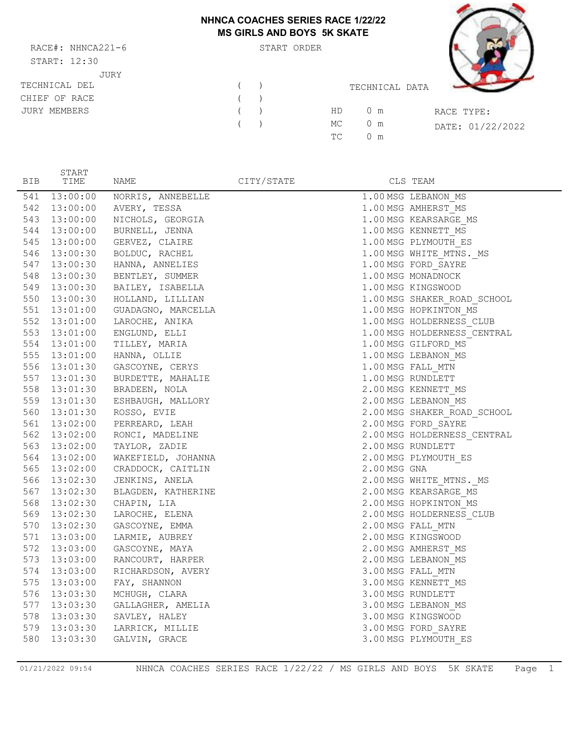# NHNCA COACHES SERIES RACE 1/22/22
## MS GIRLS AND BOYS 5K SKATE

RACE#: NHNCA221-6

START: 12:30

START ORDER

JURY

TECHNICAL DEL ( )

CHIEF OF RACE ( )

JURY MEMBERS ( )

( )

TECHNICAL DATA

HD 0 m

MC 0 m

TC 0 m

RACE TYPE:

DATE: 01/22/2022

| BIB | START TIME | NAME | CITY/STATE | CLS | TEAM |
|---|---|---|---|---|---|
| 541 | 13:00:00 | NORRIS, ANNEBELLE | | 1.00 MSG | LEBANON_MS |
| 542 | 13:00:00 | AVERY, TESSA | | 1.00 MSG | AMHERST_MS |
| 543 | 13:00:00 | NICHOLS, GEORGIA | | 1.00 MSG | KEARSARGE_MS |
| 544 | 13:00:00 | BURNELL, JENNA | | 1.00 MSG | KENNETT_MS |
| 545 | 13:00:00 | GERVEZ, CLAIRE | | 1.00 MSG | PLYMOUTH_ES |
| 546 | 13:00:30 | BOLDUC, RACHEL | | 1.00 MSG | WHITE_MTNS._MS |
| 547 | 13:00:30 | HANNA, ANNELIES | | 1.00 MSG | FORD_SAYRE |
| 548 | 13:00:30 | BENTLEY, SUMMER | | 1.00 MSG | MONADNOCK |
| 549 | 13:00:30 | BAILEY, ISABELLA | | 1.00 MSG | KINGSWOOD |
| 550 | 13:00:30 | HOLLAND, LILLIAN | | 1.00 MSG | SHAKER_ROAD_SCHOOL |
| 551 | 13:01:00 | GUADAGNO, MARCELLA | | 1.00 MSG | HOPKINTON_MS |
| 552 | 13:01:00 | LAROCHE, ANIKA | | 1.00 MSG | HOLDERNESS_CLUB |
| 553 | 13:01:00 | ENGLUND, ELLI | | 1.00 MSG | HOLDERNESS_CENTRAL |
| 554 | 13:01:00 | TILLEY, MARIA | | 1.00 MSG | GILFORD_MS |
| 555 | 13:01:00 | HANNA, OLLIE | | 1.00 MSG | LEBANON_MS |
| 556 | 13:01:30 | GASCOYNE, CERYS | | 1.00 MSG | FALL_MTN |
| 557 | 13:01:30 | BURDETTE, MAHALIE | | 1.00 MSG | RUNDLETT |
| 558 | 13:01:30 | BRADEEN, NOLA | | 2.00 MSG | KENNETT_MS |
| 559 | 13:01:30 | ESHBAUGH, MALLORY | | 2.00 MSG | LEBANON_MS |
| 560 | 13:01:30 | ROSSO, EVIE | | 2.00 MSG | SHAKER_ROAD_SCHOOL |
| 561 | 13:02:00 | PERREARD, LEAH | | 2.00 MSG | FORD_SAYRE |
| 562 | 13:02:00 | RONCI, MADELINE | | 2.00 MSG | HOLDERNESS_CENTRAL |
| 563 | 13:02:00 | TAYLOR, ZADIE | | 2.00 MSG | RUNDLETT |
| 564 | 13:02:00 | WAKEFIELD, JOHANNA | | 2.00 MSG | PLYMOUTH_ES |
| 565 | 13:02:00 | CRADDOCK, CAITLIN | | 2.00 MSG | GNA |
| 566 | 13:02:30 | JENKINS, ANELA | | 2.00 MSG | WHITE_MTNS._MS |
| 567 | 13:02:30 | BLAGDEN, KATHERINE | | 2.00 MSG | KEARSARGE_MS |
| 568 | 13:02:30 | CHAPIN, LIA | | 2.00 MSG | HOPKINTON_MS |
| 569 | 13:02:30 | LAROCHE, ELENA | | 2.00 MSG | HOLDERNESS_CLUB |
| 570 | 13:02:30 | GASCOYNE, EMMA | | 2.00 MSG | FALL_MTN |
| 571 | 13:03:00 | LARMIE, AUBREY | | 2.00 MSG | KINGSWOOD |
| 572 | 13:03:00 | GASCOYNE, MAYA | | 2.00 MSG | AMHERST_MS |
| 573 | 13:03:00 | RANCOURT, HARPER | | 2.00 MSG | LEBANON_MS |
| 574 | 13:03:00 | RICHARDSON, AVERY | | 3.00 MSG | FALL_MTN |
| 575 | 13:03:00 | FAY, SHANNON | | 3.00 MSG | KENNETT_MS |
| 576 | 13:03:30 | MCHUGH, CLARA | | 3.00 MSG | RUNDLETT |
| 577 | 13:03:30 | GALLAGHER, AMELIA | | 3.00 MSG | LEBANON_MS |
| 578 | 13:03:30 | SAVLEY, HALEY | | 3.00 MSG | KINGSWOOD |
| 579 | 13:03:30 | LARRICK, MILLIE | | 3.00 MSG | FORD_SAYRE |
| 580 | 13:03:30 | GALVIN, GRACE | | 3.00 MSG | PLYMOUTH_ES |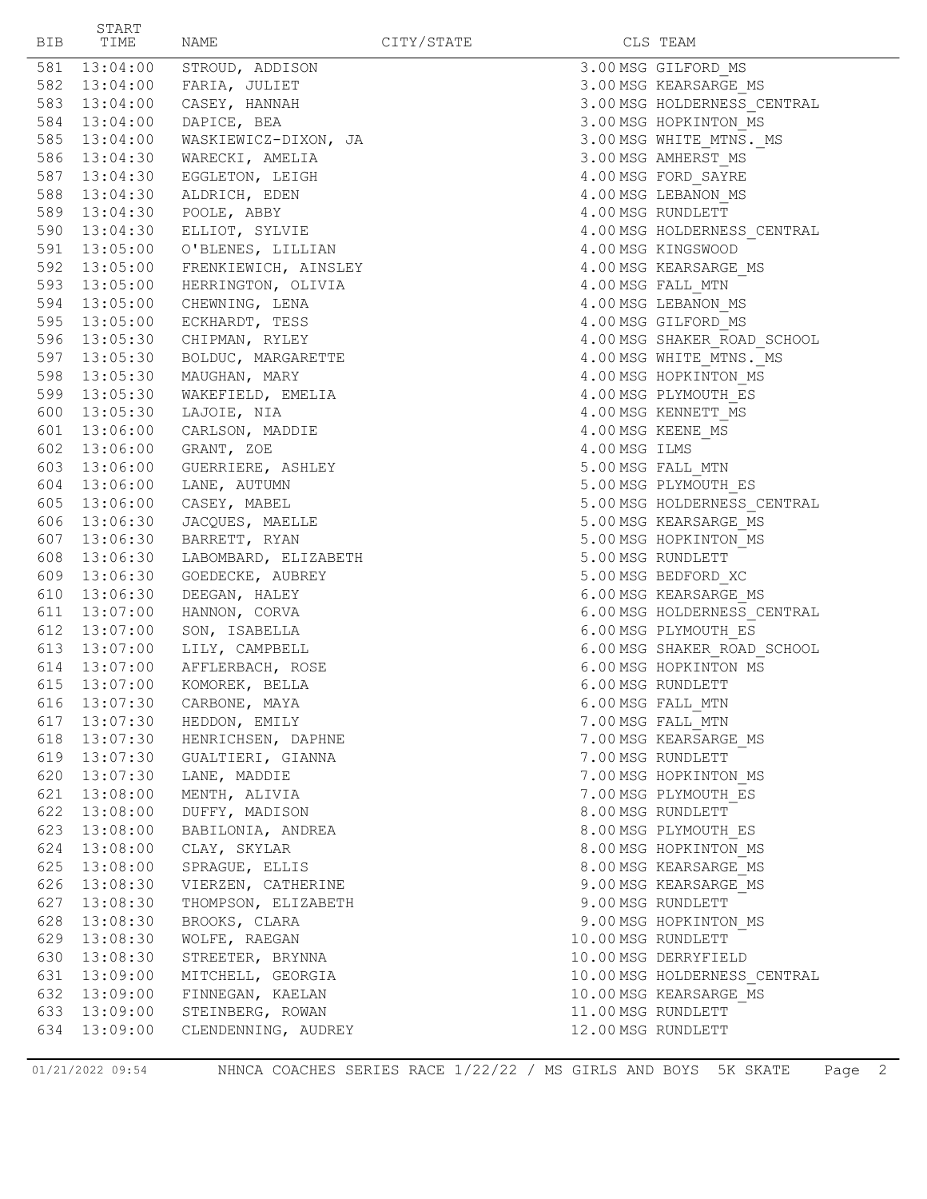| BIB | START TIME | NAME | CITY/STATE | CLS | TEAM |
|---|---|---|---|---|---|
| 581 | 13:04:00 | STROUD, ADDISON | | 3.00 MSG | GILFORD_MS |
| 582 | 13:04:00 | FARIA, JULIET | | 3.00 MSG | KEARSARGE_MS |
| 583 | 13:04:00 | CASEY, HANNAH | | 3.00 MSG | HOLDERNESS_CENTRAL |
| 584 | 13:04:00 | DAPICE, BEA | | 3.00 MSG | HOPKINTON_MS |
| 585 | 13:04:00 | WASKIEWICZ-DIXON, JA | | 3.00 MSG | WHITE_MTNS._MS |
| 586 | 13:04:30 | WARECKI, AMELIA | | 3.00 MSG | AMHERST_MS |
| 587 | 13:04:30 | EGGLETON, LEIGH | | 4.00 MSG | FORD_SAYRE |
| 588 | 13:04:30 | ALDRICH, EDEN | | 4.00 MSG | LEBANON_MS |
| 589 | 13:04:30 | POOLE, ABBY | | 4.00 MSG | RUNDLETT |
| 590 | 13:04:30 | ELLIOT, SYLVIE | | 4.00 MSG | HOLDERNESS_CENTRAL |
| 591 | 13:05:00 | O'BLENES, LILLIAN | | 4.00 MSG | KINGSWOOD |
| 592 | 13:05:00 | FRENKIEWICH, AINSLEY | | 4.00 MSG | KEARSARGE_MS |
| 593 | 13:05:00 | HERRINGTON, OLIVIA | | 4.00 MSG | FALL_MTN |
| 594 | 13:05:00 | CHEWNING, LENA | | 4.00 MSG | LEBANON_MS |
| 595 | 13:05:00 | ECKHARDT, TESS | | 4.00 MSG | GILFORD_MS |
| 596 | 13:05:30 | CHIPMAN, RYLEY | | 4.00 MSG | SHAKER_ROAD_SCHOOL |
| 597 | 13:05:30 | BOLDUC, MARGARETTE | | 4.00 MSG | WHITE_MTNS._MS |
| 598 | 13:05:30 | MAUGHAN, MARY | | 4.00 MSG | HOPKINTON_MS |
| 599 | 13:05:30 | WAKEFIELD, EMELIA | | 4.00 MSG | PLYMOUTH_ES |
| 600 | 13:05:30 | LAJOIE, NIA | | 4.00 MSG | KENNETT_MS |
| 601 | 13:06:00 | CARLSON, MADDIE | | 4.00 MSG | KEENE_MS |
| 602 | 13:06:00 | GRANT, ZOE | | 4.00 MSG | ILMS |
| 603 | 13:06:00 | GUERRIERE, ASHLEY | | 5.00 MSG | FALL_MTN |
| 604 | 13:06:00 | LANE, AUTUMN | | 5.00 MSG | PLYMOUTH_ES |
| 605 | 13:06:00 | CASEY, MABEL | | 5.00 MSG | HOLDERNESS_CENTRAL |
| 606 | 13:06:30 | JACQUES, MAELLE | | 5.00 MSG | KEARSARGE_MS |
| 607 | 13:06:30 | BARRETT, RYAN | | 5.00 MSG | HOPKINTON_MS |
| 608 | 13:06:30 | LABOMBARD, ELIZABETH | | 5.00 MSG | RUNDLETT |
| 609 | 13:06:30 | GOEDECKE, AUBREY | | 5.00 MSG | BEDFORD_XC |
| 610 | 13:06:30 | DEEGAN, HALEY | | 6.00 MSG | KEARSARGE_MS |
| 611 | 13:07:00 | HANNON, CORVA | | 6.00 MSG | HOLDERNESS_CENTRAL |
| 612 | 13:07:00 | SON, ISABELLA | | 6.00 MSG | PLYMOUTH_ES |
| 613 | 13:07:00 | LILY, CAMPBELL | | 6.00 MSG | SHAKER_ROAD_SCHOOL |
| 614 | 13:07:00 | AFFLERBACH, ROSE | | 6.00 MSG | HOPKINTON MS |
| 615 | 13:07:00 | KOMOREK, BELLA | | 6.00 MSG | RUNDLETT |
| 616 | 13:07:30 | CARBONE, MAYA | | 6.00 MSG | FALL_MTN |
| 617 | 13:07:30 | HEDDON, EMILY | | 7.00 MSG | FALL_MTN |
| 618 | 13:07:30 | HENRICHSEN, DAPHNE | | 7.00 MSG | KEARSARGE_MS |
| 619 | 13:07:30 | GUALTIERI, GIANNA | | 7.00 MSG | RUNDLETT |
| 620 | 13:07:30 | LANE, MADDIE | | 7.00 MSG | HOPKINTON_MS |
| 621 | 13:08:00 | MENTH, ALIVIA | | 7.00 MSG | PLYMOUTH_ES |
| 622 | 13:08:00 | DUFFY, MADISON | | 8.00 MSG | RUNDLETT |
| 623 | 13:08:00 | BABILONIA, ANDREA | | 8.00 MSG | PLYMOUTH_ES |
| 624 | 13:08:00 | CLAY, SKYLAR | | 8.00 MSG | HOPKINTON_MS |
| 625 | 13:08:00 | SPRAGUE, ELLIS | | 8.00 MSG | KEARSARGE_MS |
| 626 | 13:08:30 | VIERZEN, CATHERINE | | 9.00 MSG | KEARSARGE_MS |
| 627 | 13:08:30 | THOMPSON, ELIZABETH | | 9.00 MSG | RUNDLETT |
| 628 | 13:08:30 | BROOKS, CLARA | | 9.00 MSG | HOPKINTON_MS |
| 629 | 13:08:30 | WOLFE, RAEGAN | | 10.00 MSG | RUNDLETT |
| 630 | 13:08:30 | STREETER, BRYNNA | | 10.00 MSG | DERRYFIELD |
| 631 | 13:09:00 | MITCHELL, GEORGIA | | 10.00 MSG | HOLDERNESS_CENTRAL |
| 632 | 13:09:00 | FINNEGAN, KAELAN | | 10.00 MSG | KEARSARGE_MS |
| 633 | 13:09:00 | STEINBERG, ROWAN | | 11.00 MSG | RUNDLETT |
| 634 | 13:09:00 | CLENDENNING, AUDREY | | 12.00 MSG | RUNDLETT |

01/21/2022 09:54 NHNCA COACHES SERIES RACE 1/22/22 / MS GIRLS AND BOYS 5K SKATE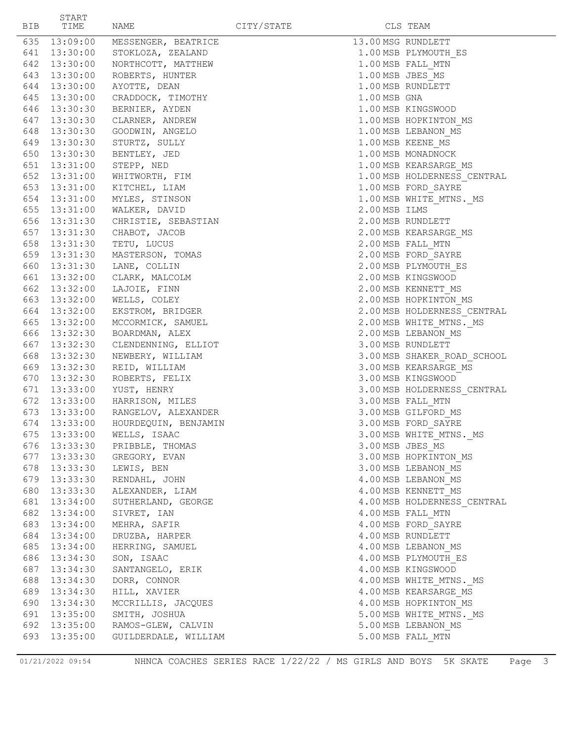| BIB | START TIME | NAME | CITY/STATE | CLS | TEAM |
|---|---|---|---|---|---|
| 635 | 13:09:00 | MESSENGER, BEATRICE | | 13.00 MSG | RUNDLETT |
| 641 | 13:30:00 | STOKLOZA, ZEALAND | | 1.00 MSB | PLYMOUTH_ES |
| 642 | 13:30:00 | NORTHCOTT, MATTHEW | | 1.00 MSB | FALL_MTN |
| 643 | 13:30:00 | ROBERTS, HUNTER | | 1.00 MSB | JBES_MS |
| 644 | 13:30:00 | AYOTTE, DEAN | | 1.00 MSB | RUNDLETT |
| 645 | 13:30:00 | CRADDOCK, TIMOTHY | | 1.00 MSB | GNA |
| 646 | 13:30:30 | BERNIER, AYDEN | | 1.00 MSB | KINGSWOOD |
| 647 | 13:30:30 | CLARNER, ANDREW | | 1.00 MSB | HOPKINTON_MS |
| 648 | 13:30:30 | GOODWIN, ANGELO | | 1.00 MSB | LEBANON_MS |
| 649 | 13:30:30 | STURTZ, SULLY | | 1.00 MSB | KEENE_MS |
| 650 | 13:30:30 | BENTLEY, JED | | 1.00 MSB | MONADNOCK |
| 651 | 13:31:00 | STEPP, NED | | 1.00 MSB | KEARSARGE_MS |
| 652 | 13:31:00 | WHITWORTH, FIM | | 1.00 MSB | HOLDERNESS_CENTRAL |
| 653 | 13:31:00 | KITCHEL, LIAM | | 1.00 MSB | FORD_SAYRE |
| 654 | 13:31:00 | MYLES, STINSON | | 1.00 MSB | WHITE_MTNS._MS |
| 655 | 13:31:00 | WALKER, DAVID | | 2.00 MSB | ILMS |
| 656 | 13:31:30 | CHRISTIE, SEBASTIAN | | 2.00 MSB | RUNDLETT |
| 657 | 13:31:30 | CHABOT, JACOB | | 2.00 MSB | KEARSARGE_MS |
| 658 | 13:31:30 | TETU, LUCUS | | 2.00 MSB | FALL_MTN |
| 659 | 13:31:30 | MASTERSON, TOMAS | | 2.00 MSB | FORD_SAYRE |
| 660 | 13:31:30 | LANE, COLLIN | | 2.00 MSB | PLYMOUTH_ES |
| 661 | 13:32:00 | CLARK, MALCOLM | | 2.00 MSB | KINGSWOOD |
| 662 | 13:32:00 | LAJOIE, FINN | | 2.00 MSB | KENNETT_MS |
| 663 | 13:32:00 | WELLS, COLEY | | 2.00 MSB | HOPKINTON_MS |
| 664 | 13:32:00 | EKSTROM, BRIDGER | | 2.00 MSB | HOLDERNESS_CENTRAL |
| 665 | 13:32:00 | MCCORMICK, SAMUEL | | 2.00 MSB | WHITE_MTNS._MS |
| 666 | 13:32:30 | BOARDMAN, ALEX | | 2.00 MSB | LEBANON_MS |
| 667 | 13:32:30 | CLENDENNING, ELLIOT | | 3.00 MSB | RUNDLETT |
| 668 | 13:32:30 | NEWBERY, WILLIAM | | 3.00 MSB | SHAKER_ROAD_SCHOOL |
| 669 | 13:32:30 | REID, WILLIAM | | 3.00 MSB | KEARSARGE_MS |
| 670 | 13:32:30 | ROBERTS, FELIX | | 3.00 MSB | KINGSWOOD |
| 671 | 13:33:00 | YUST, HENRY | | 3.00 MSB | HOLDERNESS_CENTRAL |
| 672 | 13:33:00 | HARRISON, MILES | | 3.00 MSB | FALL_MTN |
| 673 | 13:33:00 | RANGELOV, ALEXANDER | | 3.00 MSB | GILFORD_MS |
| 674 | 13:33:00 | HOURDEQUIN, BENJAMIN | | 3.00 MSB | FORD_SAYRE |
| 675 | 13:33:00 | WELLS, ISAAC | | 3.00 MSB | WHITE_MTNS._MS |
| 676 | 13:33:30 | PRIBBLE, THOMAS | | 3.00 MSB | JBES_MS |
| 677 | 13:33:30 | GREGORY, EVAN | | 3.00 MSB | HOPKINTON_MS |
| 678 | 13:33:30 | LEWIS, BEN | | 3.00 MSB | LEBANON_MS |
| 679 | 13:33:30 | RENDAHL, JOHN | | 4.00 MSB | LEBANON_MS |
| 680 | 13:33:30 | ALEXANDER, LIAM | | 4.00 MSB | KENNETT_MS |
| 681 | 13:34:00 | SUTHERLAND, GEORGE | | 4.00 MSB | HOLDERNESS_CENTRAL |
| 682 | 13:34:00 | SIVRET, IAN | | 4.00 MSB | FALL_MTN |
| 683 | 13:34:00 | MEHRA, SAFIR | | 4.00 MSB | FORD_SAYRE |
| 684 | 13:34:00 | DRUZBA, HARPER | | 4.00 MSB | RUNDLETT |
| 685 | 13:34:00 | HERRING, SAMUEL | | 4.00 MSB | LEBANON_MS |
| 686 | 13:34:30 | SON, ISAAC | | 4.00 MSB | PLYMOUTH_ES |
| 687 | 13:34:30 | SANTANGELO, ERIK | | 4.00 MSB | KINGSWOOD |
| 688 | 13:34:30 | DORR, CONNOR | | 4.00 MSB | WHITE_MTNS._MS |
| 689 | 13:34:30 | HILL, XAVIER | | 4.00 MSB | KEARSARGE_MS |
| 690 | 13:34:30 | MCCRILLIS, JACQUES | | 4.00 MSB | HOPKINTON_MS |
| 691 | 13:35:00 | SMITH, JOSHUA | | 5.00 MSB | WHITE_MTNS._MS |
| 692 | 13:35:00 | RAMOS-GLEW, CALVIN | | 5.00 MSB | LEBANON_MS |
| 693 | 13:35:00 | GUILDERDALE, WILLIAM | | 5.00 MSB | FALL_MTN |

01/21/2022 09:54 NHNCA COACHES SERIES RACE 1/22/22 / MS GIRLS AND BOYS 5K SKATE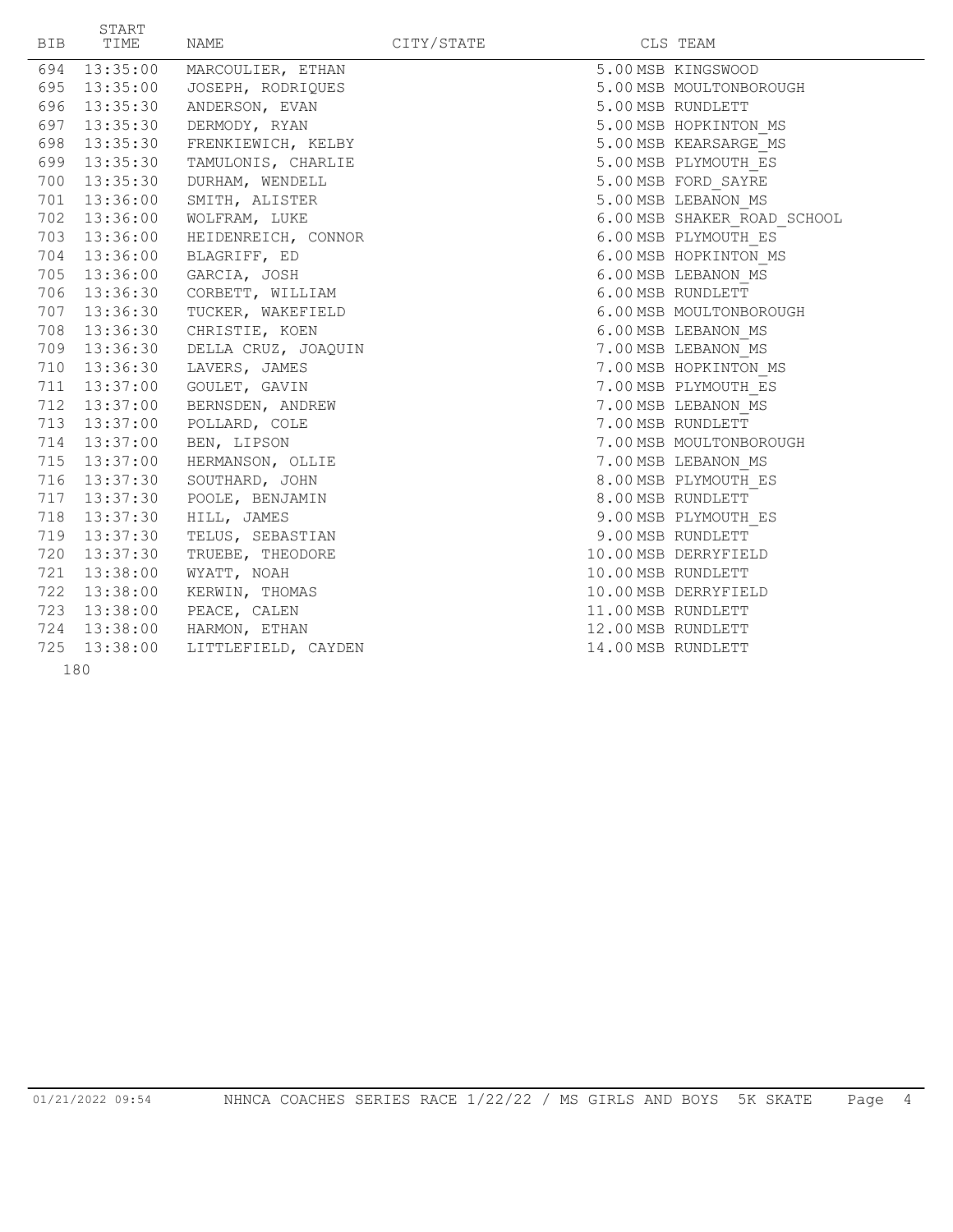| BIB | START TIME | NAME | CITY/STATE | CLS | TEAM |
|---|---|---|---|---|---|
| 694 | 13:35:00 | MARCOULIER, ETHAN | | 5.00 MSB | KINGSWOOD |
| 695 | 13:35:00 | JOSEPH, RODRIQUES | | 5.00 MSB | MOULTONBOROUGH |
| 696 | 13:35:30 | ANDERSON, EVAN | | 5.00 MSB | RUNDLETT |
| 697 | 13:35:30 | DERMODY, RYAN | | 5.00 MSB | HOPKINTON_MS |
| 698 | 13:35:30 | FRENKIEWICH, KELBY | | 5.00 MSB | KEARSARGE_MS |
| 699 | 13:35:30 | TAMULONIS, CHARLIE | | 5.00 MSB | PLYMOUTH_ES |
| 700 | 13:35:30 | DURHAM, WENDELL | | 5.00 MSB | FORD_SAYRE |
| 701 | 13:36:00 | SMITH, ALISTER | | 5.00 MSB | LEBANON_MS |
| 702 | 13:36:00 | WOLFRAM, LUKE | | 6.00 MSB | SHAKER_ROAD_SCHOOL |
| 703 | 13:36:00 | HEIDENREICH, CONNOR | | 6.00 MSB | PLYMOUTH_ES |
| 704 | 13:36:00 | BLAGRIFF, ED | | 6.00 MSB | HOPKINTON_MS |
| 705 | 13:36:00 | GARCIA, JOSH | | 6.00 MSB | LEBANON_MS |
| 706 | 13:36:30 | CORBETT, WILLIAM | | 6.00 MSB | RUNDLETT |
| 707 | 13:36:30 | TUCKER, WAKEFIELD | | 6.00 MSB | MOULTONBOROUGH |
| 708 | 13:36:30 | CHRISTIE, KOEN | | 6.00 MSB | LEBANON_MS |
| 709 | 13:36:30 | DELLA CRUZ, JOAQUIN | | 7.00 MSB | LEBANON_MS |
| 710 | 13:36:30 | LAVERS, JAMES | | 7.00 MSB | HOPKINTON_MS |
| 711 | 13:37:00 | GOULET, GAVIN | | 7.00 MSB | PLYMOUTH_ES |
| 712 | 13:37:00 | BERNSDEN, ANDREW | | 7.00 MSB | LEBANON_MS |
| 713 | 13:37:00 | POLLARD, COLE | | 7.00 MSB | RUNDLETT |
| 714 | 13:37:00 | BEN, LIPSON | | 7.00 MSB | MOULTONBOROUGH |
| 715 | 13:37:00 | HERMANSON, OLLIE | | 7.00 MSB | LEBANON_MS |
| 716 | 13:37:30 | SOUTHARD, JOHN | | 8.00 MSB | PLYMOUTH_ES |
| 717 | 13:37:30 | POOLE, BENJAMIN | | 8.00 MSB | RUNDLETT |
| 718 | 13:37:30 | HILL, JAMES | | 9.00 MSB | PLYMOUTH_ES |
| 719 | 13:37:30 | TELUS, SEBASTIAN | | 9.00 MSB | RUNDLETT |
| 720 | 13:37:30 | TRUEBE, THEODORE | | 10.00 MSB | DERRYFIELD |
| 721 | 13:38:00 | WYATT, NOAH | | 10.00 MSB | RUNDLETT |
| 722 | 13:38:00 | KERWIN, THOMAS | | 10.00 MSB | DERRYFIELD |
| 723 | 13:38:00 | PEACE, CALEN | | 11.00 MSB | RUNDLETT |
| 724 | 13:38:00 | HARMON, ETHAN | | 12.00 MSB | RUNDLETT |
| 725 | 13:38:00 | LITTLEFIELD, CAYDEN | | 14.00 MSB | RUNDLETT |

180

01/21/2022 09:54 NHNCA COACHES SERIES RACE 1/22/22 / MS GIRLS AND BOYS 5K SKATE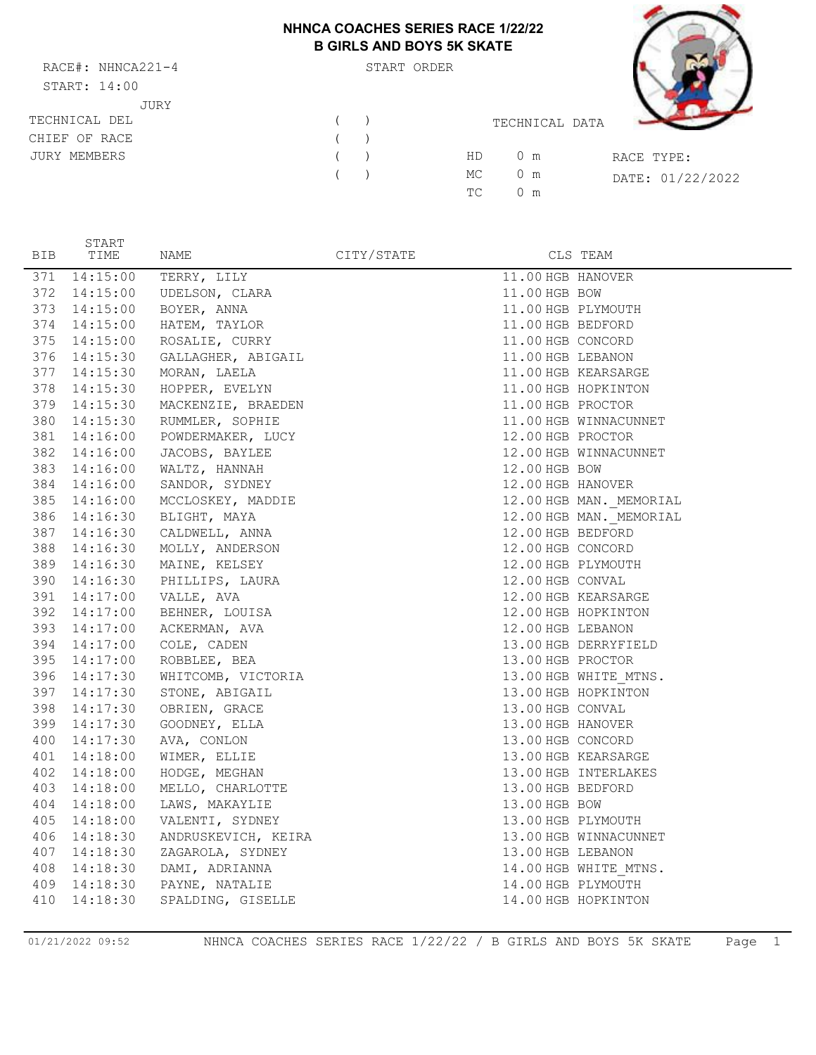# NHNCA COACHES SERIES RACE 1/22/22
## B GIRLS AND BOYS 5K SKATE

RACE#: NHNCA221-4

START: 14:00

START ORDER

JURY

TECHNICAL DEL ( )

CHIEF OF RACE ( )

JURY MEMBERS ( )

( )

TECHNICAL DATA

HD 0 m

MC 0 m

TC 0 m

RACE TYPE:

DATE: 01/22/2022

| BIB | START TIME | NAME | CITY/STATE | CLS | TEAM |
|---|---|---|---|---|---|
| 371 | 14:15:00 | TERRY, LILY | | 11.00 HGB | HANOVER |
| 372 | 14:15:00 | UDELSON, CLARA | | 11.00 HGB | BOW |
| 373 | 14:15:00 | BOYER, ANNA | | 11.00 HGB | PLYMOUTH |
| 374 | 14:15:00 | HATEM, TAYLOR | | 11.00 HGB | BEDFORD |
| 375 | 14:15:00 | ROSALIE, CURRY | | 11.00 HGB | CONCORD |
| 376 | 14:15:30 | GALLAGHER, ABIGAIL | | 11.00 HGB | LEBANON |
| 377 | 14:15:30 | MORAN, LAELA | | 11.00 HGB | KEARSARGE |
| 378 | 14:15:30 | HOPPER, EVELYN | | 11.00 HGB | HOPKINTON |
| 379 | 14:15:30 | MACKENZIE, BRAEDEN | | 11.00 HGB | PROCTOR |
| 380 | 14:15:30 | RUMMLER, SOPHIE | | 11.00 HGB | WINNACUNNET |
| 381 | 14:16:00 | POWDERMAKER, LUCY | | 12.00 HGB | PROCTOR |
| 382 | 14:16:00 | JACOBS, BAYLEE | | 12.00 HGB | WINNACUNNET |
| 383 | 14:16:00 | WALTZ, HANNAH | | 12.00 HGB | BOW |
| 384 | 14:16:00 | SANDOR, SYDNEY | | 12.00 HGB | HANOVER |
| 385 | 14:16:00 | MCCLOSKEY, MADDIE | | 12.00 HGB | MAN._MEMORIAL |
| 386 | 14:16:30 | BLIGHT, MAYA | | 12.00 HGB | MAN._MEMORIAL |
| 387 | 14:16:30 | CALDWELL, ANNA | | 12.00 HGB | BEDFORD |
| 388 | 14:16:30 | MOLLY, ANDERSON | | 12.00 HGB | CONCORD |
| 389 | 14:16:30 | MAINE, KELSEY | | 12.00 HGB | PLYMOUTH |
| 390 | 14:16:30 | PHILLIPS, LAURA | | 12.00 HGB | CONVAL |
| 391 | 14:17:00 | VALLE, AVA | | 12.00 HGB | KEARSARGE |
| 392 | 14:17:00 | BEHNER, LOUISA | | 12.00 HGB | HOPKINTON |
| 393 | 14:17:00 | ACKERMAN, AVA | | 12.00 HGB | LEBANON |
| 394 | 14:17:00 | COLE, CADEN | | 13.00 HGB | DERRYFIELD |
| 395 | 14:17:00 | ROBBLEE, BEA | | 13.00 HGB | PROCTOR |
| 396 | 14:17:30 | WHITCOMB, VICTORIA | | 13.00 HGB | WHITE_MTNS. |
| 397 | 14:17:30 | STONE, ABIGAIL | | 13.00 HGB | HOPKINTON |
| 398 | 14:17:30 | OBRIEN, GRACE | | 13.00 HGB | CONVAL |
| 399 | 14:17:30 | GOODNEY, ELLA | | 13.00 HGB | HANOVER |
| 400 | 14:17:30 | AVA, CONLON | | 13.00 HGB | CONCORD |
| 401 | 14:18:00 | WIMER, ELLIE | | 13.00 HGB | KEARSARGE |
| 402 | 14:18:00 | HODGE, MEGHAN | | 13.00 HGB | INTERLAKES |
| 403 | 14:18:00 | MELLO, CHARLOTTE | | 13.00 HGB | BEDFORD |
| 404 | 14:18:00 | LAWS, MAKAYLIE | | 13.00 HGB | BOW |
| 405 | 14:18:00 | VALENTI, SYDNEY | | 13.00 HGB | PLYMOUTH |
| 406 | 14:18:30 | ANDRUSKEVICH, KEIRA | | 13.00 HGB | WINNACUNNET |
| 407 | 14:18:30 | ZAGAROLA, SYDNEY | | 13.00 HGB | LEBANON |
| 408 | 14:18:30 | DAMI, ADRIANNA | | 14.00 HGB | WHITE_MTNS. |
| 409 | 14:18:30 | PAYNE, NATALIE | | 14.00 HGB | PLYMOUTH |
| 410 | 14:18:30 | SPALDING, GISELLE | | 14.00 HGB | HOPKINTON |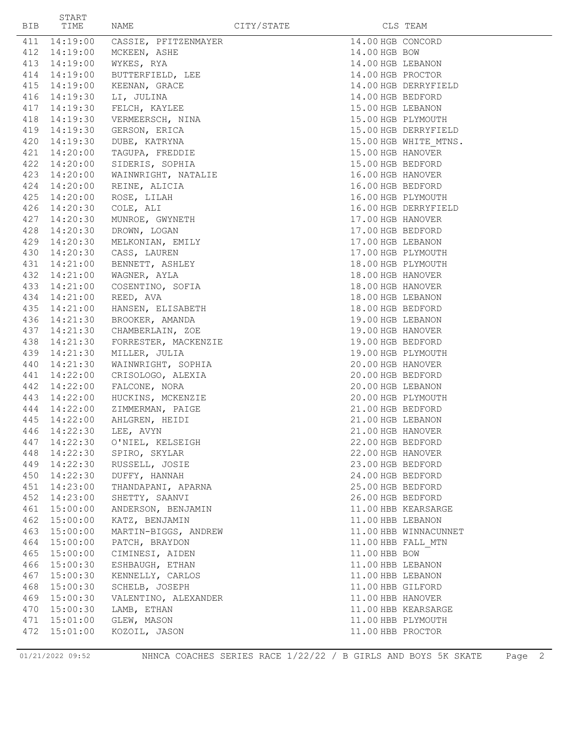| BIB | START TIME | NAME | CITY/STATE | CLS | TEAM |
|---|---|---|---|---|---|
| 411 | 14:19:00 | CASSIE, PFITZENMAYER | | 14.00 HGB | CONCORD |
| 412 | 14:19:00 | MCKEEN, ASHE | | 14.00 HGB | BOW |
| 413 | 14:19:00 | WYKES, RYA | | 14.00 HGB | LEBANON |
| 414 | 14:19:00 | BUTTERFIELD, LEE | | 14.00 HGB | PROCTOR |
| 415 | 14:19:00 | KEENAN, GRACE | | 14.00 HGB | DERRYFIELD |
| 416 | 14:19:30 | LI, JULINA | | 14.00 HGB | BEDFORD |
| 417 | 14:19:30 | FELCH, KAYLEE | | 15.00 HGB | LEBANON |
| 418 | 14:19:30 | VERMEERSCH, NINA | | 15.00 HGB | PLYMOUTH |
| 419 | 14:19:30 | GERSON, ERICA | | 15.00 HGB | DERRYFIELD |
| 420 | 14:19:30 | DUBE, KATRYNA | | 15.00 HGB | WHITE_MTNS. |
| 421 | 14:20:00 | TAGUPA, FREDDIE | | 15.00 HGB | HANOVER |
| 422 | 14:20:00 | SIDERIS, SOPHIA | | 15.00 HGB | BEDFORD |
| 423 | 14:20:00 | WAINWRIGHT, NATALIE | | 16.00 HGB | HANOVER |
| 424 | 14:20:00 | REINE, ALICIA | | 16.00 HGB | BEDFORD |
| 425 | 14:20:00 | ROSE, LILAH | | 16.00 HGB | PLYMOUTH |
| 426 | 14:20:30 | COLE, ALI | | 16.00 HGB | DERRYFIELD |
| 427 | 14:20:30 | MUNROE, GWYNETH | | 17.00 HGB | HANOVER |
| 428 | 14:20:30 | DROWN, LOGAN | | 17.00 HGB | BEDFORD |
| 429 | 14:20:30 | MELKONIAN, EMILY | | 17.00 HGB | LEBANON |
| 430 | 14:20:30 | CASS, LAUREN | | 17.00 HGB | PLYMOUTH |
| 431 | 14:21:00 | BENNETT, ASHLEY | | 18.00 HGB | PLYMOUTH |
| 432 | 14:21:00 | WAGNER, AYLA | | 18.00 HGB | HANOVER |
| 433 | 14:21:00 | COSENTINO, SOFIA | | 18.00 HGB | HANOVER |
| 434 | 14:21:00 | REED, AVA | | 18.00 HGB | LEBANON |
| 435 | 14:21:00 | HANSEN, ELISABETH | | 18.00 HGB | BEDFORD |
| 436 | 14:21:30 | BROOKER, AMANDA | | 19.00 HGB | LEBANON |
| 437 | 14:21:30 | CHAMBERLAIN, ZOE | | 19.00 HGB | HANOVER |
| 438 | 14:21:30 | FORRESTER, MACKENZIE | | 19.00 HGB | BEDFORD |
| 439 | 14:21:30 | MILLER, JULIA | | 19.00 HGB | PLYMOUTH |
| 440 | 14:21:30 | WAINWRIGHT, SOPHIA | | 20.00 HGB | HANOVER |
| 441 | 14:22:00 | CRISOLOGO, ALEXIA | | 20.00 HGB | BEDFORD |
| 442 | 14:22:00 | FALCONE, NORA | | 20.00 HGB | LEBANON |
| 443 | 14:22:00 | HUCKINS, MCKENZIE | | 20.00 HGB | PLYMOUTH |
| 444 | 14:22:00 | ZIMMERMAN, PAIGE | | 21.00 HGB | BEDFORD |
| 445 | 14:22:00 | AHLGREN, HEIDI | | 21.00 HGB | LEBANON |
| 446 | 14:22:30 | LEE, AVYN | | 21.00 HGB | HANOVER |
| 447 | 14:22:30 | O'NIEL, KELSEIGH | | 22.00 HGB | BEDFORD |
| 448 | 14:22:30 | SPIRO, SKYLAR | | 22.00 HGB | HANOVER |
| 449 | 14:22:30 | RUSSELL, JOSIE | | 23.00 HGB | BEDFORD |
| 450 | 14:22:30 | DUFFY, HANNAH | | 24.00 HGB | BEDFORD |
| 451 | 14:23:00 | THANDAPANI, APARNA | | 25.00 HGB | BEDFORD |
| 452 | 14:23:00 | SHETTY, SAANVI | | 26.00 HGB | BEDFORD |
| 461 | 15:00:00 | ANDERSON, BENJAMIN | | 11.00 HBB | KEARSARGE |
| 462 | 15:00:00 | KATZ, BENJAMIN | | 11.00 HBB | LEBANON |
| 463 | 15:00:00 | MARTIN-BIGGS, ANDREW | | 11.00 HBB | WINNACUNNET |
| 464 | 15:00:00 | PATCH, BRAYDON | | 11.00 HBB | FALL_MTN |
| 465 | 15:00:00 | CIMINESI, AIDEN | | 11.00 HBB | BOW |
| 466 | 15:00:30 | ESHBAUGH, ETHAN | | 11.00 HBB | LEBANON |
| 467 | 15:00:30 | KENNELLY, CARLOS | | 11.00 HBB | LEBANON |
| 468 | 15:00:30 | SCHELB, JOSEPH | | 11.00 HBB | GILFORD |
| 469 | 15:00:30 | VALENTINO, ALEXANDER | | 11.00 HBB | HANOVER |
| 470 | 15:00:30 | LAMB, ETHAN | | 11.00 HBB | KEARSARGE |
| 471 | 15:01:00 | GLEW, MASON | | 11.00 HBB | PLYMOUTH |
| 472 | 15:01:00 | KOZOIL, JASON | | 11.00 HBB | PROCTOR |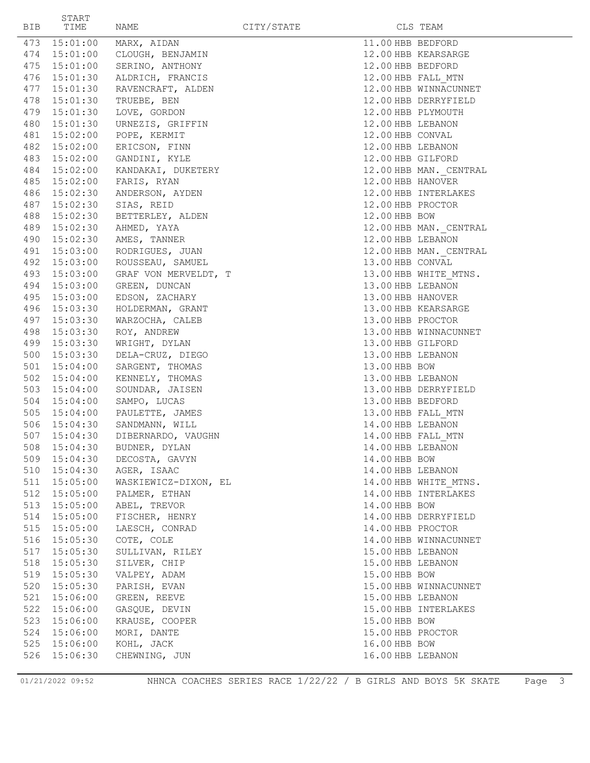| BIB | START TIME | NAME | CITY/STATE | CLS | TEAM |
|---|---|---|---|---|---|
| 473 | 15:01:00 | MARX, AIDAN | | 11.00 HBB | BEDFORD |
| 474 | 15:01:00 | CLOUGH, BENJAMIN | | 12.00 HBB | KEARSARGE |
| 475 | 15:01:00 | SERINO, ANTHONY | | 12.00 HBB | BEDFORD |
| 476 | 15:01:30 | ALDRICH, FRANCIS | | 12.00 HBB | FALL_MTN |
| 477 | 15:01:30 | RAVENCRAFT, ALDEN | | 12.00 HBB | WINNACUNNET |
| 478 | 15:01:30 | TRUEBE, BEN | | 12.00 HBB | DERRYFIELD |
| 479 | 15:01:30 | LOVE, GORDON | | 12.00 HBB | PLYMOUTH |
| 480 | 15:01:30 | URNEZIS, GRIFFIN | | 12.00 HBB | LEBANON |
| 481 | 15:02:00 | POPE, KERMIT | | 12.00 HBB | CONVAL |
| 482 | 15:02:00 | ERICSON, FINN | | 12.00 HBB | LEBANON |
| 483 | 15:02:00 | GANDINI, KYLE | | 12.00 HBB | GILFORD |
| 484 | 15:02:00 | KANDAKAI, DUKETERY | | 12.00 HBB | MAN._CENTRAL |
| 485 | 15:02:00 | FARIS, RYAN | | 12.00 HBB | HANOVER |
| 486 | 15:02:30 | ANDERSON, AYDEN | | 12.00 HBB | INTERLAKES |
| 487 | 15:02:30 | SIAS, REID | | 12.00 HBB | PROCTOR |
| 488 | 15:02:30 | BETTERLEY, ALDEN | | 12.00 HBB | BOW |
| 489 | 15:02:30 | AHMED, YAYA | | 12.00 HBB | MAN._CENTRAL |
| 490 | 15:02:30 | AMES, TANNER | | 12.00 HBB | LEBANON |
| 491 | 15:03:00 | RODRIGUES, JUAN | | 12.00 HBB | MAN._CENTRAL |
| 492 | 15:03:00 | ROUSSEAU, SAMUEL | | 13.00 HBB | CONVAL |
| 493 | 15:03:00 | GRAF VON MERVELDT, T | | 13.00 HBB | WHITE_MTNS. |
| 494 | 15:03:00 | GREEN, DUNCAN | | 13.00 HBB | LEBANON |
| 495 | 15:03:00 | EDSON, ZACHARY | | 13.00 HBB | HANOVER |
| 496 | 15:03:30 | HOLDERMAN, GRANT | | 13.00 HBB | KEARSARGE |
| 497 | 15:03:30 | WARZOCHA, CALEB | | 13.00 HBB | PROCTOR |
| 498 | 15:03:30 | ROY, ANDREW | | 13.00 HBB | WINNACUNNET |
| 499 | 15:03:30 | WRIGHT, DYLAN | | 13.00 HBB | GILFORD |
| 500 | 15:03:30 | DELA-CRUZ, DIEGO | | 13.00 HBB | LEBANON |
| 501 | 15:04:00 | SARGENT, THOMAS | | 13.00 HBB | BOW |
| 502 | 15:04:00 | KENNELY, THOMAS | | 13.00 HBB | LEBANON |
| 503 | 15:04:00 | SOUNDAR, JAISEN | | 13.00 HBB | DERRYFIELD |
| 504 | 15:04:00 | SAMPO, LUCAS | | 13.00 HBB | BEDFORD |
| 505 | 15:04:00 | PAULETTE, JAMES | | 13.00 HBB | FALL_MTN |
| 506 | 15:04:30 | SANDMANN, WILL | | 14.00 HBB | LEBANON |
| 507 | 15:04:30 | DIBERNARDO, VAUGHN | | 14.00 HBB | FALL_MTN |
| 508 | 15:04:30 | BUDNER, DYLAN | | 14.00 HBB | LEBANON |
| 509 | 15:04:30 | DECOSTA, GAVYN | | 14.00 HBB | BOW |
| 510 | 15:04:30 | AGER, ISAAC | | 14.00 HBB | LEBANON |
| 511 | 15:05:00 | WASKIEWICZ-DIXON, EL | | 14.00 HBB | WHITE_MTNS. |
| 512 | 15:05:00 | PALMER, ETHAN | | 14.00 HBB | INTERLAKES |
| 513 | 15:05:00 | ABEL, TREVOR | | 14.00 HBB | BOW |
| 514 | 15:05:00 | FISCHER, HENRY | | 14.00 HBB | DERRYFIELD |
| 515 | 15:05:00 | LAESCH, CONRAD | | 14.00 HBB | PROCTOR |
| 516 | 15:05:30 | COTE, COLE | | 14.00 HBB | WINNACUNNET |
| 517 | 15:05:30 | SULLIVAN, RILEY | | 15.00 HBB | LEBANON |
| 518 | 15:05:30 | SILVER, CHIP | | 15.00 HBB | LEBANON |
| 519 | 15:05:30 | VALPEY, ADAM | | 15.00 HBB | BOW |
| 520 | 15:05:30 | PARISH, EVAN | | 15.00 HBB | WINNACUNNET |
| 521 | 15:06:00 | GREEN, REEVE | | 15.00 HBB | LEBANON |
| 522 | 15:06:00 | GASQUE, DEVIN | | 15.00 HBB | INTERLAKES |
| 523 | 15:06:00 | KRAUSE, COOPER | | 15.00 HBB | BOW |
| 524 | 15:06:00 | MORI, DANTE | | 15.00 HBB | PROCTOR |
| 525 | 15:06:00 | KOHL, JACK | | 16.00 HBB | BOW |
| 526 | 15:06:30 | CHEWNING, JUN | | 16.00 HBB | LEBANON |

01/21/2022 09:52 NHNCA COACHES SERIES RACE 1/22/22 / B GIRLS AND BOYS 5K SKATE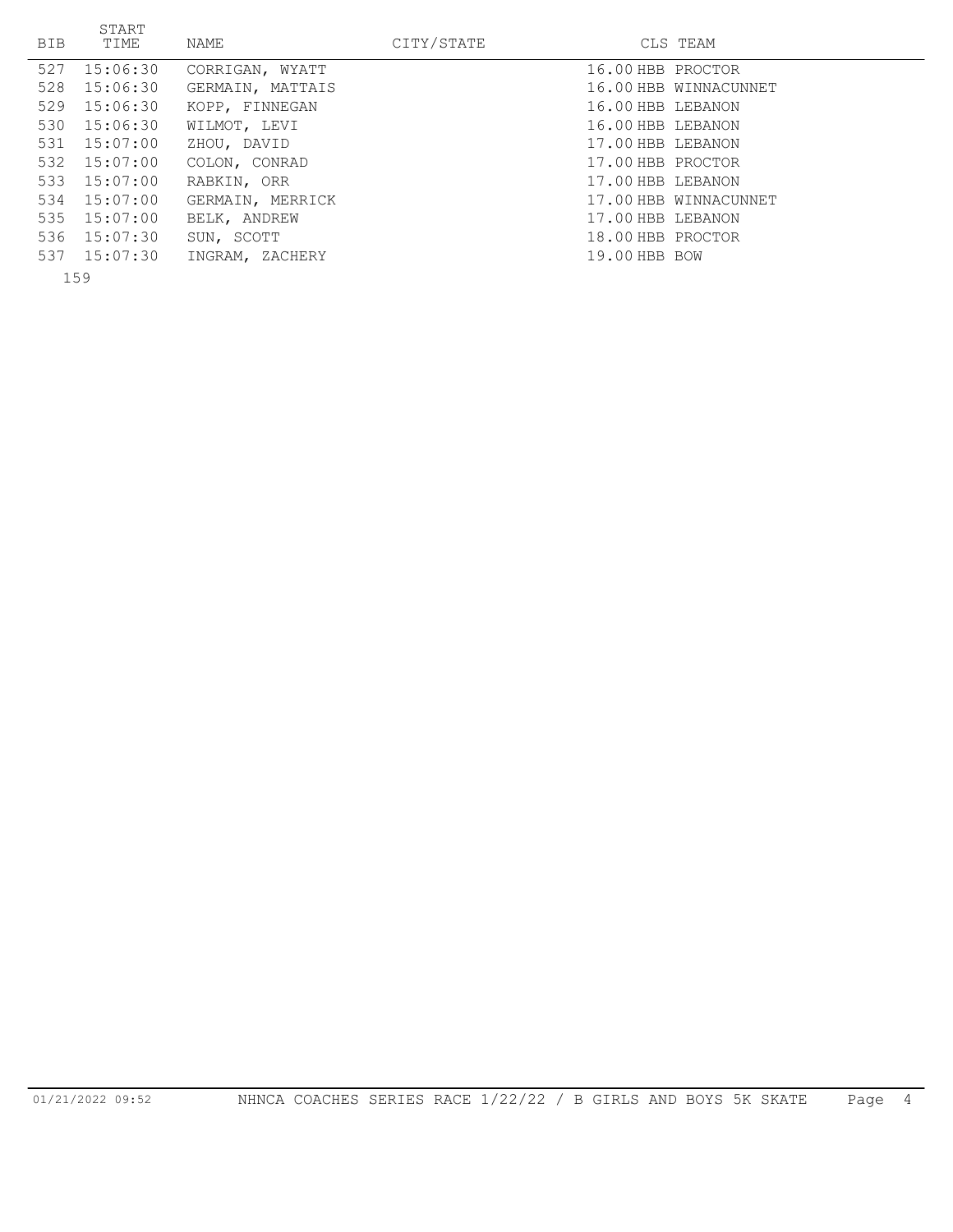| BIB | START TIME | NAME | CITY/STATE | CLS | TEAM |
|---|---|---|---|---|---|
| 527 | 15:06:30 | CORRIGAN, WYATT | | 16.00 HBB | PROCTOR |
| 528 | 15:06:30 | GERMAIN, MATTAIS | | 16.00 HBB | WINNACUNNET |
| 529 | 15:06:30 | KOPP, FINNEGAN | | 16.00 HBB | LEBANON |
| 530 | 15:06:30 | WILMOT, LEVI | | 16.00 HBB | LEBANON |
| 531 | 15:07:00 | ZHOU, DAVID | | 17.00 HBB | LEBANON |
| 532 | 15:07:00 | COLON, CONRAD | | 17.00 HBB | PROCTOR |
| 533 | 15:07:00 | RABKIN, ORR | | 17.00 HBB | LEBANON |
| 534 | 15:07:00 | GERMAIN, MERRICK | | 17.00 HBB | WINNACUNNET |
| 535 | 15:07:00 | BELK, ANDREW | | 17.00 HBB | LEBANON |
| 536 | 15:07:30 | SUN, SCOTT | | 18.00 HBB | PROCTOR |
| 537 | 15:07:30 | INGRAM, ZACHERY | | 19.00 HBB | BOW |

159

01/21/2022 09:52 NHNCA COACHES SERIES RACE 1/22/22 / B GIRLS AND BOYS 5K SKATE